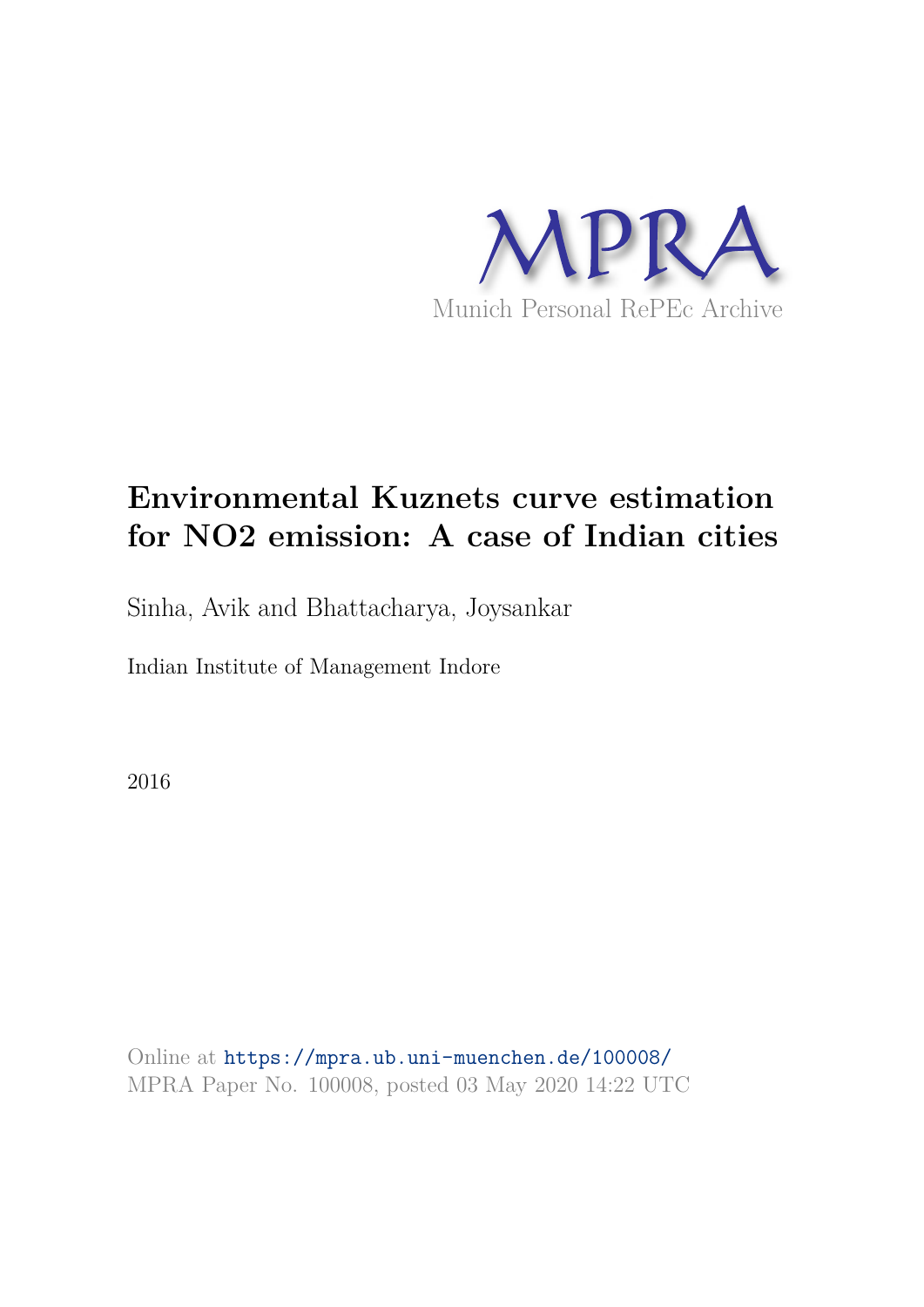MPRA

Munich Personal RePEc Archive

# Environmental Kuznets curve estimation for NO2 emission: A case of Indian cities

Sinha, Avik and Bhattacharya, Joysankar

Indian Institute of Management Indore

2016

Online at https://mpra.ub.uni-muenchen.de/100008/
MPRA Paper No. 100008, posted 03 May 2020 14:22 UTC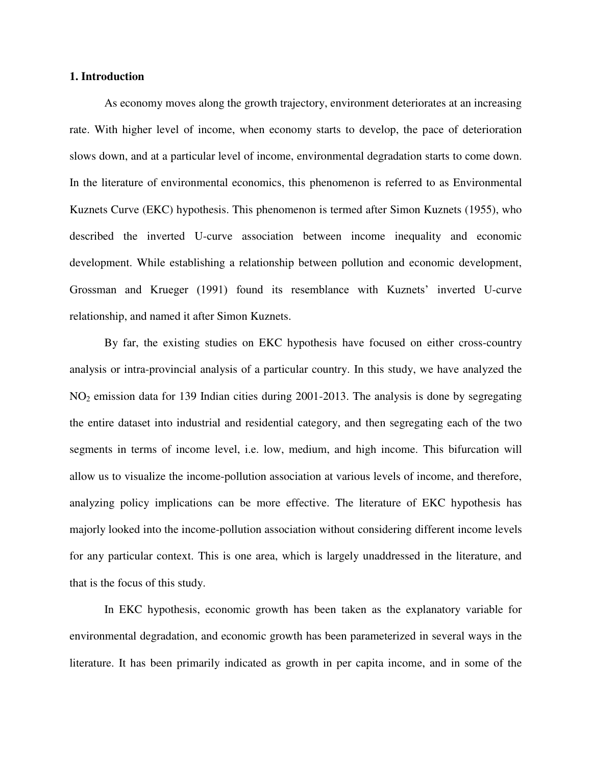## 1. Introduction

As economy moves along the growth trajectory, environment deteriorates at an increasing rate. With higher level of income, when economy starts to develop, the pace of deterioration slows down, and at a particular level of income, environmental degradation starts to come down. In the literature of environmental economics, this phenomenon is referred to as Environmental Kuznets Curve (EKC) hypothesis. This phenomenon is termed after Simon Kuznets (1955), who described the inverted U-curve association between income inequality and economic development. While establishing a relationship between pollution and economic development, Grossman and Krueger (1991) found its resemblance with Kuznets' inverted U-curve relationship, and named it after Simon Kuznets.

By far, the existing studies on EKC hypothesis have focused on either cross-country analysis or intra-provincial analysis of a particular country. In this study, we have analyzed the $NO_2$ emission data for 139 Indian cities during 2001-2013. The analysis is done by segregating the entire dataset into industrial and residential category, and then segregating each of the two segments in terms of income level, i.e. low, medium, and high income. This bifurcation will allow us to visualize the income-pollution association at various levels of income, and therefore, analyzing policy implications can be more effective. The literature of EKC hypothesis has majorly looked into the income-pollution association without considering different income levels for any particular context. This is one area, which is largely unaddressed in the literature, and that is the focus of this study.

In EKC hypothesis, economic growth has been taken as the explanatory variable for environmental degradation, and economic growth has been parameterized in several ways in the literature. It has been primarily indicated as growth in per capita income, and in some of the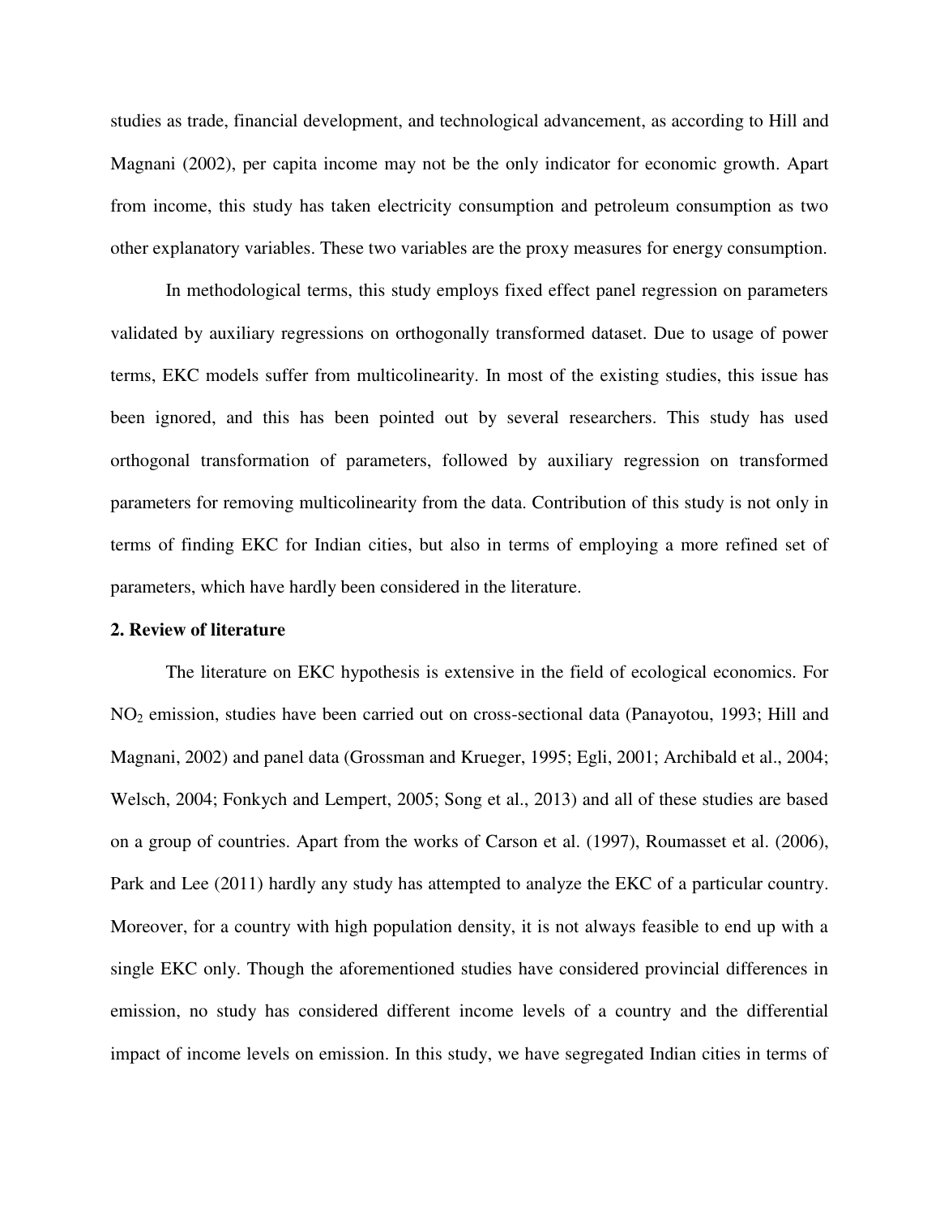studies as trade, financial development, and technological advancement, as according to Hill and Magnani (2002), per capita income may not be the only indicator for economic growth. Apart from income, this study has taken electricity consumption and petroleum consumption as two other explanatory variables. These two variables are the proxy measures for energy consumption.

In methodological terms, this study employs fixed effect panel regression on parameters validated by auxiliary regressions on orthogonally transformed dataset. Due to usage of power terms, EKC models suffer from multicolinearity. In most of the existing studies, this issue has been ignored, and this has been pointed out by several researchers. This study has used orthogonal transformation of parameters, followed by auxiliary regression on transformed parameters for removing multicolinearity from the data. Contribution of this study is not only in terms of finding EKC for Indian cities, but also in terms of employing a more refined set of parameters, which have hardly been considered in the literature.

## 2. Review of literature

The literature on EKC hypothesis is extensive in the field of ecological economics. For $NO_2$ emission, studies have been carried out on cross-sectional data (Panayotou, 1993; Hill and Magnani, 2002) and panel data (Grossman and Krueger, 1995; Egli, 2001; Archibald et al., 2004; Welsch, 2004; Fonkych and Lempert, 2005; Song et al., 2013) and all of these studies are based on a group of countries. Apart from the works of Carson et al. (1997), Roumasset et al. (2006), Park and Lee (2011) hardly any study has attempted to analyze the EKC of a particular country. Moreover, for a country with high population density, it is not always feasible to end up with a single EKC only. Though the aforementioned studies have considered provincial differences in emission, no study has considered different income levels of a country and the differential impact of income levels on emission. In this study, we have segregated Indian cities in terms of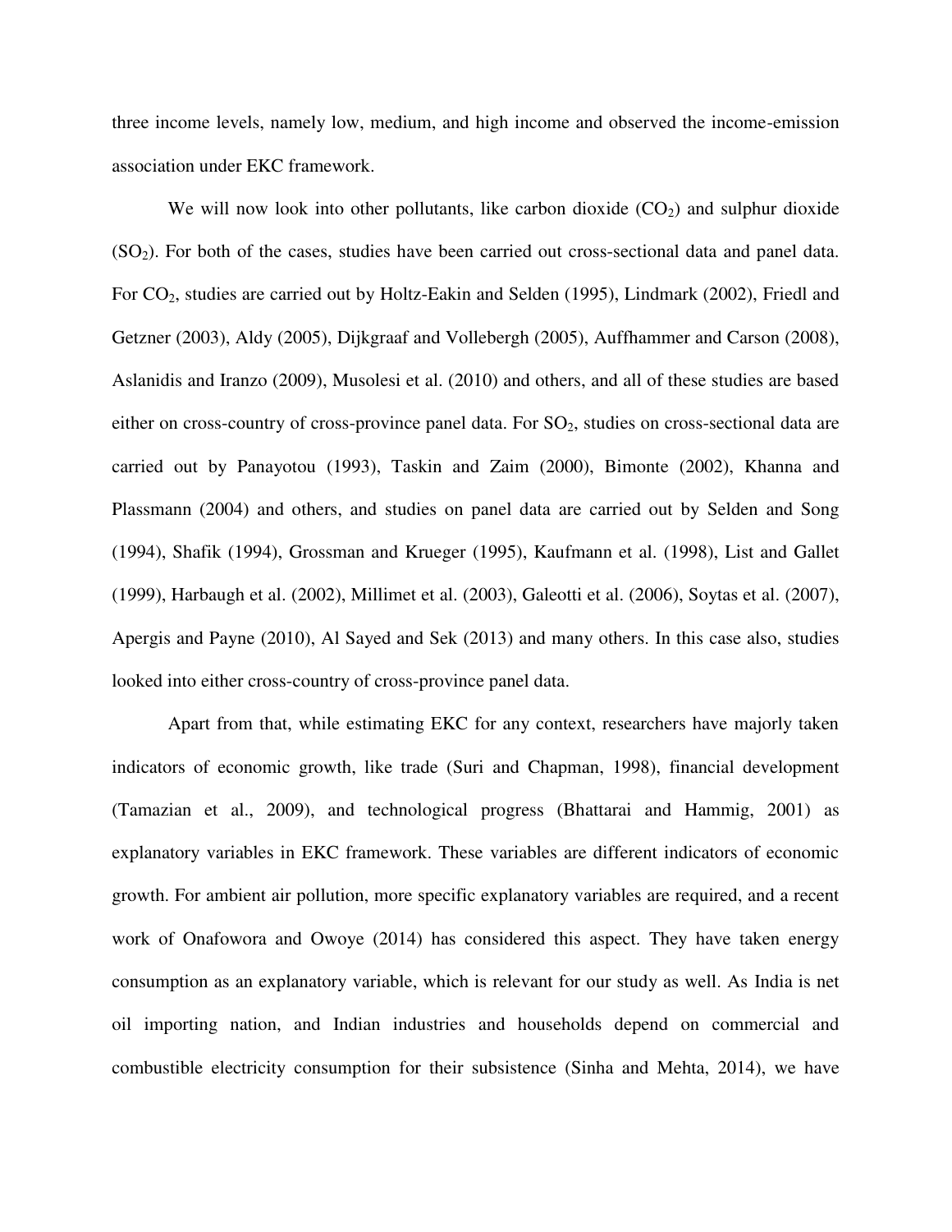three income levels, namely low, medium, and high income and observed the income-emission association under EKC framework.

We will now look into other pollutants, like carbon dioxide ($CO_2$) and sulphur dioxide ($SO_2$). For both of the cases, studies have been carried out cross-sectional data and panel data. For $CO_2$, studies are carried out by Holtz-Eakin and Selden (1995), Lindmark (2002), Friedl and Getzner (2003), Aldy (2005), Dijkgraaf and Vollebergh (2005), Auffhammer and Carson (2008), Aslanidis and Iranzo (2009), Musolesi et al. (2010) and others, and all of these studies are based either on cross-country of cross-province panel data. For $SO_2$, studies on cross-sectional data are carried out by Panayotou (1993), Taskin and Zaim (2000), Bimonte (2002), Khanna and Plassmann (2004) and others, and studies on panel data are carried out by Selden and Song (1994), Shafik (1994), Grossman and Krueger (1995), Kaufmann et al. (1998), List and Gallet (1999), Harbaugh et al. (2002), Millimet et al. (2003), Galeotti et al. (2006), Soytas et al. (2007), Apergis and Payne (2010), Al Sayed and Sek (2013) and many others. In this case also, studies looked into either cross-country of cross-province panel data.

Apart from that, while estimating EKC for any context, researchers have majorly taken indicators of economic growth, like trade (Suri and Chapman, 1998), financial development (Tamazian et al., 2009), and technological progress (Bhattarai and Hammig, 2001) as explanatory variables in EKC framework. These variables are different indicators of economic growth. For ambient air pollution, more specific explanatory variables are required, and a recent work of Onafowora and Owoye (2014) has considered this aspect. They have taken energy consumption as an explanatory variable, which is relevant for our study as well. As India is net oil importing nation, and Indian industries and households depend on commercial and combustible electricity consumption for their subsistence (Sinha and Mehta, 2014), we have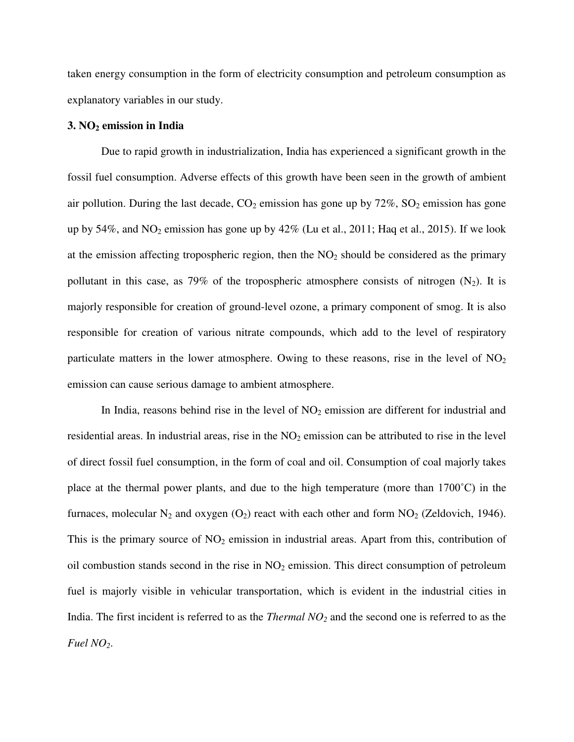taken energy consumption in the form of electricity consumption and petroleum consumption as explanatory variables in our study.

### 3. $NO_2$ emission in India

Due to rapid growth in industrialization, India has experienced a significant growth in the fossil fuel consumption. Adverse effects of this growth have been seen in the growth of ambient air pollution. During the last decade, $CO_2$ emission has gone up by 72%, $SO_2$ emission has gone up by 54%, and $NO_2$ emission has gone up by 42% (Lu et al., 2011; Haq et al., 2015). If we look at the emission affecting tropospheric region, then the $NO_2$ should be considered as the primary pollutant in this case, as 79% of the tropospheric atmosphere consists of nitrogen ($N_2$). It is majorly responsible for creation of ground-level ozone, a primary component of smog. It is also responsible for creation of various nitrate compounds, which add to the level of respiratory particulate matters in the lower atmosphere. Owing to these reasons, rise in the level of $NO_2$ emission can cause serious damage to ambient atmosphere.

In India, reasons behind rise in the level of $NO_2$ emission are different for industrial and residential areas. In industrial areas, rise in the $NO_2$ emission can be attributed to rise in the level of direct fossil fuel consumption, in the form of coal and oil. Consumption of coal majorly takes place at the thermal power plants, and due to the high temperature (more than 1700˚C) in the furnaces, molecular $N_2$ and oxygen ($O_2$) react with each other and form $NO_2$ (Zeldovich, 1946). This is the primary source of $NO_2$ emission in industrial areas. Apart from this, contribution of oil combustion stands second in the rise in $NO_2$ emission. This direct consumption of petroleum fuel is majorly visible in vehicular transportation, which is evident in the industrial cities in India. The first incident is referred to as the *Thermal* $NO_2$ and the second one is referred to as the *Fuel* $NO_2$.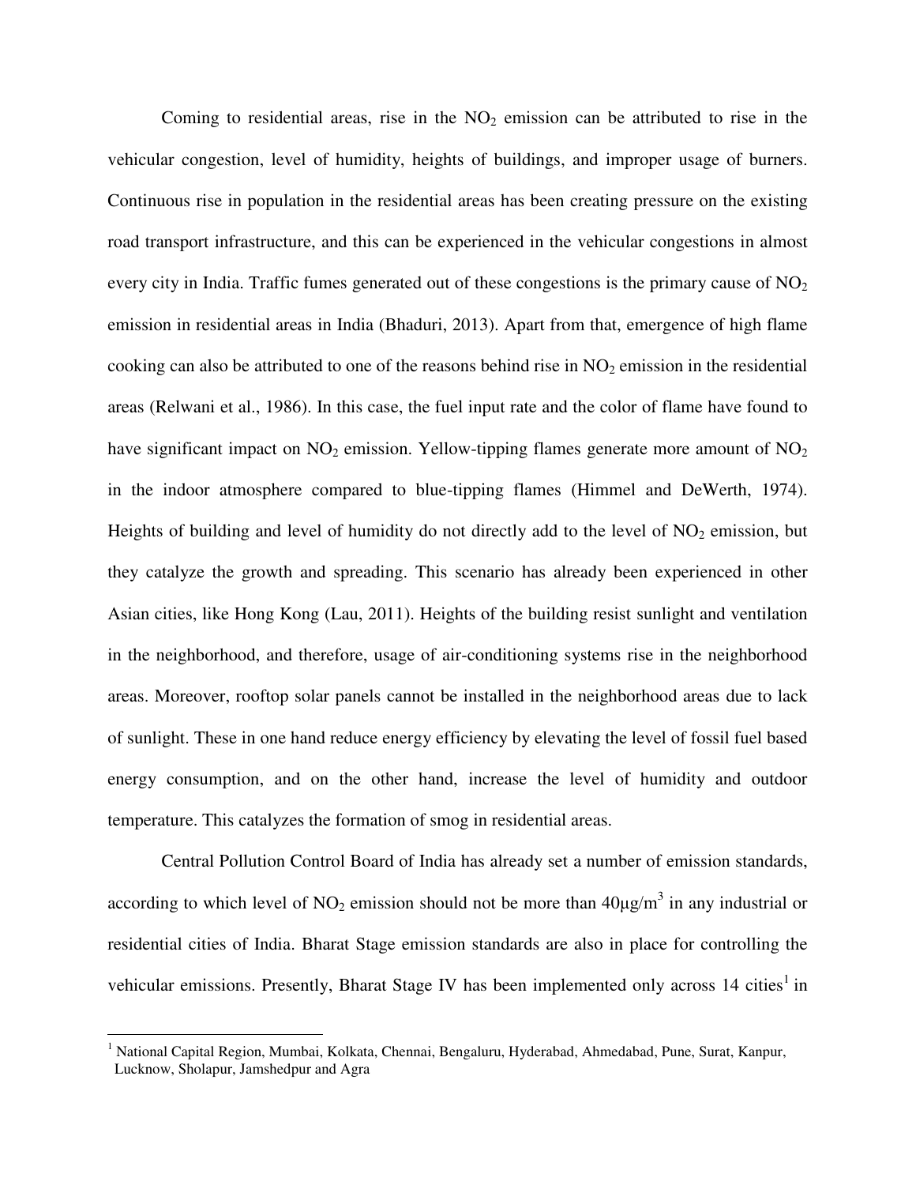Coming to residential areas, rise in the $NO_2$ emission can be attributed to rise in the vehicular congestion, level of humidity, heights of buildings, and improper usage of burners. Continuous rise in population in the residential areas has been creating pressure on the existing road transport infrastructure, and this can be experienced in the vehicular congestions in almost every city in India. Traffic fumes generated out of these congestions is the primary cause of $NO_2$ emission in residential areas in India (Bhaduri, 2013). Apart from that, emergence of high flame cooking can also be attributed to one of the reasons behind rise in $NO_2$ emission in the residential areas (Relwani et al., 1986). In this case, the fuel input rate and the color of flame have found to have significant impact on $NO_2$ emission. Yellow-tipping flames generate more amount of $NO_2$ in the indoor atmosphere compared to blue-tipping flames (Himmel and DeWerth, 1974). Heights of building and level of humidity do not directly add to the level of $NO_2$ emission, but they catalyze the growth and spreading. This scenario has already been experienced in other Asian cities, like Hong Kong (Lau, 2011). Heights of the building resist sunlight and ventilation in the neighborhood, and therefore, usage of air-conditioning systems rise in the neighborhood areas. Moreover, rooftop solar panels cannot be installed in the neighborhood areas due to lack of sunlight. These in one hand reduce energy efficiency by elevating the level of fossil fuel based energy consumption, and on the other hand, increase the level of humidity and outdoor temperature. This catalyzes the formation of smog in residential areas.

Central Pollution Control Board of India has already set a number of emission standards, according to which level of $NO_2$ emission should not be more than $40\mu g/m^3$ in any industrial or residential cities of India. Bharat Stage emission standards are also in place for controlling the vehicular emissions. Presently, Bharat Stage IV has been implemented only across 14 cities[1] in

[1] National Capital Region, Mumbai, Kolkata, Chennai, Bengaluru, Hyderabad, Ahmedabad, Pune, Surat, Kanpur, Lucknow, Sholapur, Jamshedpur and Agra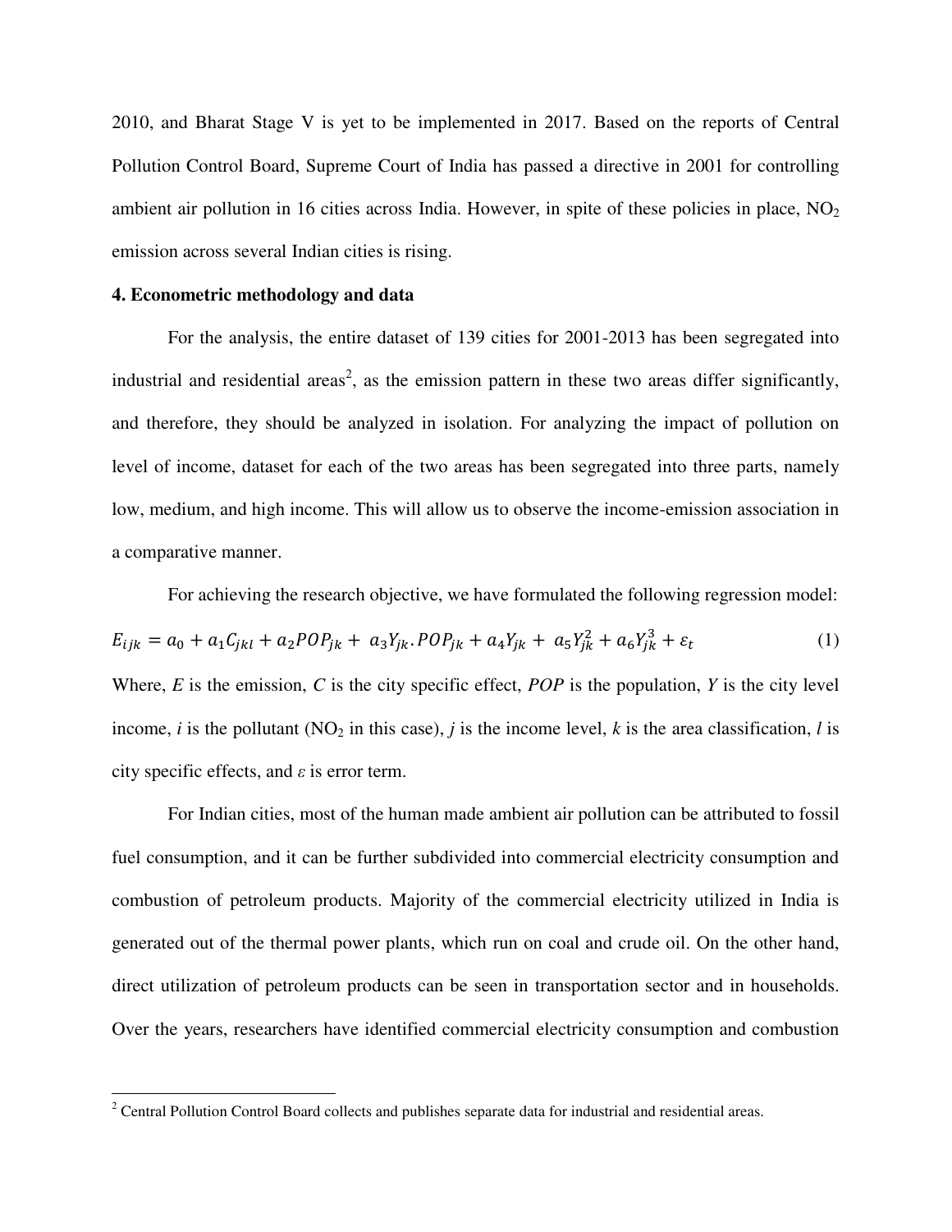2010, and Bharat Stage V is yet to be implemented in 2017. Based on the reports of Central Pollution Control Board, Supreme Court of India has passed a directive in 2001 for controlling ambient air pollution in 16 cities across India. However, in spite of these policies in place, $NO_2$ emission across several Indian cities is rising.

**4. Econometric methodology and data**

For the analysis, the entire dataset of 139 cities for 2001-2013 has been segregated into industrial and residential areas[2], as the emission pattern in these two areas differ significantly, and therefore, they should be analyzed in isolation. For analyzing the impact of pollution on level of income, dataset for each of the two areas has been segregated into three parts, namely low, medium, and high income. This will allow us to observe the income-emission association in a comparative manner.

For achieving the research objective, we have formulated the following regression model:

$$E_{ijk} = a_0 + a_1 C_{jkl} + a_2 POP_{jk} + a_3 Y_{jk}.POP_{jk} + a_4 Y_{jk} + a_5 Y_{jk}^2 + a_6 Y_{jk}^3 + \varepsilon_t \tag{1}$$

Where, *E* is the emission, *C* is the city specific effect, *POP* is the population, *Y* is the city level income, *i* is the pollutant ($NO_2$ in this case), *j* is the income level, *k* is the area classification, *l* is city specific effects, and *ε* is error term.

For Indian cities, most of the human made ambient air pollution can be attributed to fossil fuel consumption, and it can be further subdivided into commercial electricity consumption and combustion of petroleum products. Majority of the commercial electricity utilized in India is generated out of the thermal power plants, which run on coal and crude oil. On the other hand, direct utilization of petroleum products can be seen in transportation sector and in households. Over the years, researchers have identified commercial electricity consumption and combustion

[2] Central Pollution Control Board collects and publishes separate data for industrial and residential areas.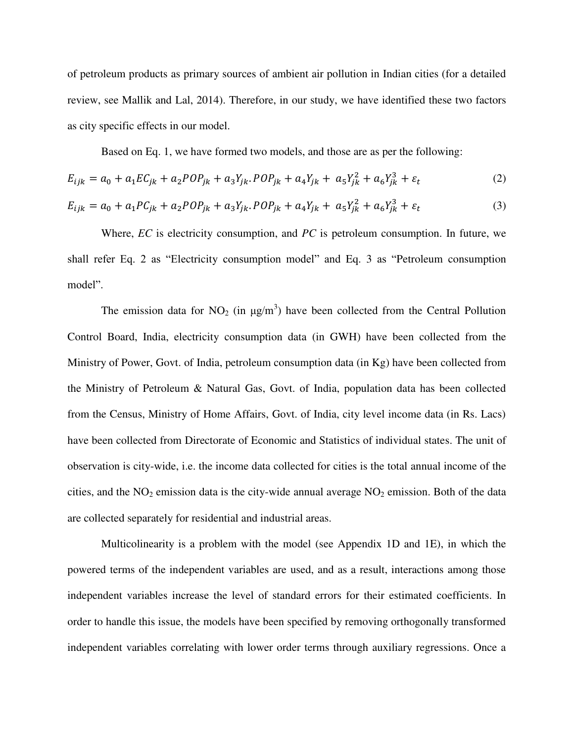of petroleum products as primary sources of ambient air pollution in Indian cities (for a detailed review, see Mallik and Lal, 2014). Therefore, in our study, we have identified these two factors as city specific effects in our model.

Based on Eq. 1, we have formed two models, and those are as per the following:

$$E_{ijk} = a_0 + a_1 EC_{jk} + a_2 POP_{jk} + a_3 Y_{jk}.POP_{jk} + a_4 Y_{jk} + a_5 Y_{jk}^2 + a_6 Y_{jk}^3 + \varepsilon_t \tag{2}$$

$$E_{ijk} = a_0 + a_1 PC_{jk} + a_2 POP_{jk} + a_3 Y_{jk}.POP_{jk} + a_4 Y_{jk} + a_5 Y_{jk}^2 + a_6 Y_{jk}^3 + \varepsilon_t \tag{3}$$

Where, *EC* is electricity consumption, and *PC* is petroleum consumption. In future, we shall refer Eq. 2 as "Electricity consumption model" and Eq. 3 as "Petroleum consumption model".

The emission data for $NO_2$ (in $\mu g/m^3$) have been collected from the Central Pollution Control Board, India, electricity consumption data (in GWH) have been collected from the Ministry of Power, Govt. of India, petroleum consumption data (in Kg) have been collected from the Ministry of Petroleum & Natural Gas, Govt. of India, population data has been collected from the Census, Ministry of Home Affairs, Govt. of India, city level income data (in Rs. Lacs) have been collected from Directorate of Economic and Statistics of individual states. The unit of observation is city-wide, i.e. the income data collected for cities is the total annual income of the cities, and the $NO_2$ emission data is the city-wide annual average $NO_2$ emission. Both of the data are collected separately for residential and industrial areas.

Multicolinearity is a problem with the model (see Appendix 1D and 1E), in which the powered terms of the independent variables are used, and as a result, interactions among those independent variables increase the level of standard errors for their estimated coefficients. In order to handle this issue, the models have been specified by removing orthogonally transformed independent variables correlating with lower order terms through auxiliary regressions. Once a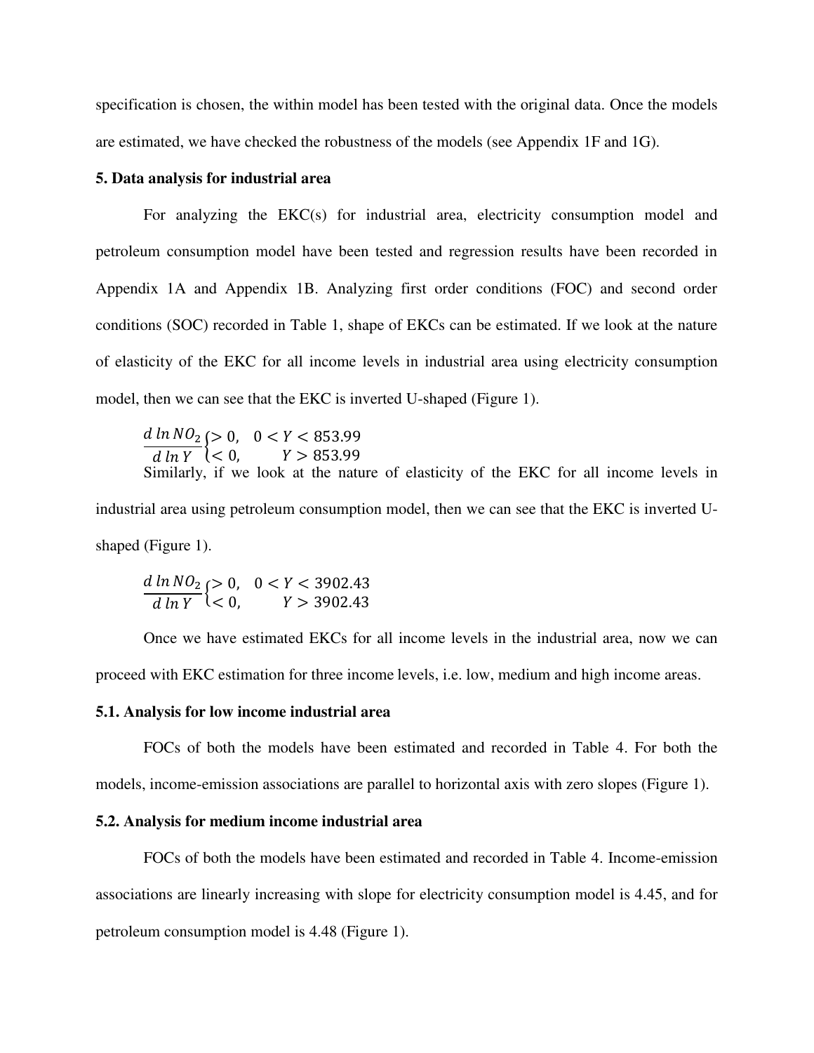specification is chosen, the within model has been tested with the original data. Once the models are estimated, we have checked the robustness of the models (see Appendix 1F and 1G).

**5. Data analysis for industrial area**

For analyzing the EKC(s) for industrial area, electricity consumption model and petroleum consumption model have been tested and regression results have been recorded in Appendix 1A and Appendix 1B. Analyzing first order conditions (FOC) and second order conditions (SOC) recorded in Table 1, shape of EKCs can be estimated. If we look at the nature of elasticity of the EKC for all income levels in industrial area using electricity consumption model, then we can see that the EKC is inverted U-shaped (Figure 1).

$$\frac{d\ ln\ NO_2}{d\ ln\ Y}\begin{cases} > 0, & 0 < Y < 853.99 \\ < 0, & Y > 853.99 \end{cases}$$

Similarly, if we look at the nature of elasticity of the EKC for all income levels in industrial area using petroleum consumption model, then we can see that the EKC is inverted U-shaped (Figure 1).

$$\frac{d\ ln\ NO_2}{d\ ln\ Y}\begin{cases} > 0, & 0 < Y < 3902.43 \\ < 0, & Y > 3902.43 \end{cases}$$

Once we have estimated EKCs for all income levels in the industrial area, now we can proceed with EKC estimation for three income levels, i.e. low, medium and high income areas.

**5.1. Analysis for low income industrial area**

FOCs of both the models have been estimated and recorded in Table 4. For both the models, income-emission associations are parallel to horizontal axis with zero slopes (Figure 1).

**5.2. Analysis for medium income industrial area**

FOCs of both the models have been estimated and recorded in Table 4. Income-emission associations are linearly increasing with slope for electricity consumption model is 4.45, and for petroleum consumption model is 4.48 (Figure 1).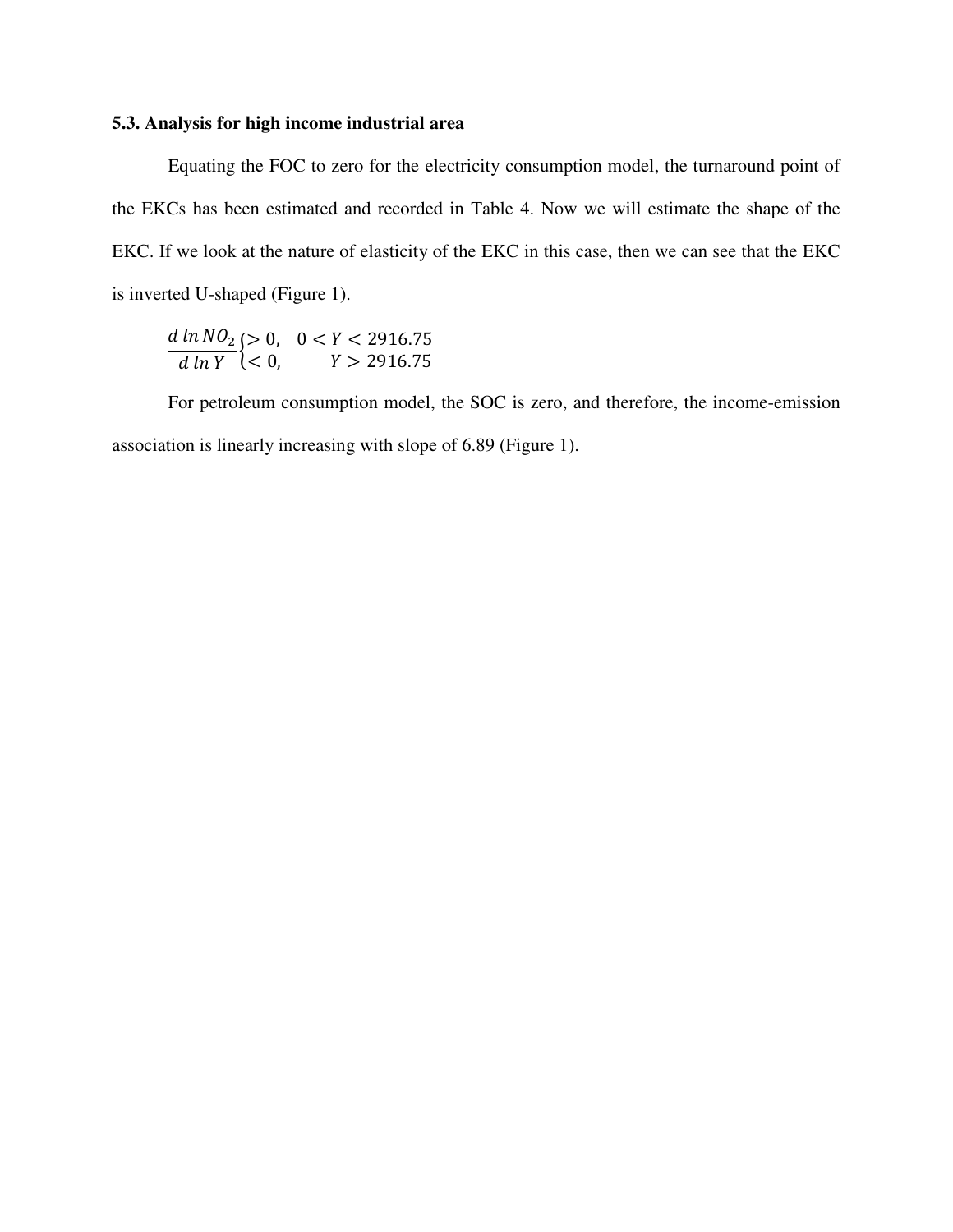### 5.3. Analysis for high income industrial area

Equating the FOC to zero for the electricity consumption model, the turnaround point of the EKCs has been estimated and recorded in Table 4. Now we will estimate the shape of the EKC. If we look at the nature of elasticity of the EKC in this case, then we can see that the EKC is inverted U-shaped (Figure 1).

$$\frac{d \ln NO_2}{d \ln Y} \begin{cases} > 0, & 0 < Y < 2916.75 \\ < 0, & Y > 2916.75 \end{cases}$$

For petroleum consumption model, the SOC is zero, and therefore, the income-emission association is linearly increasing with slope of 6.89 (Figure 1).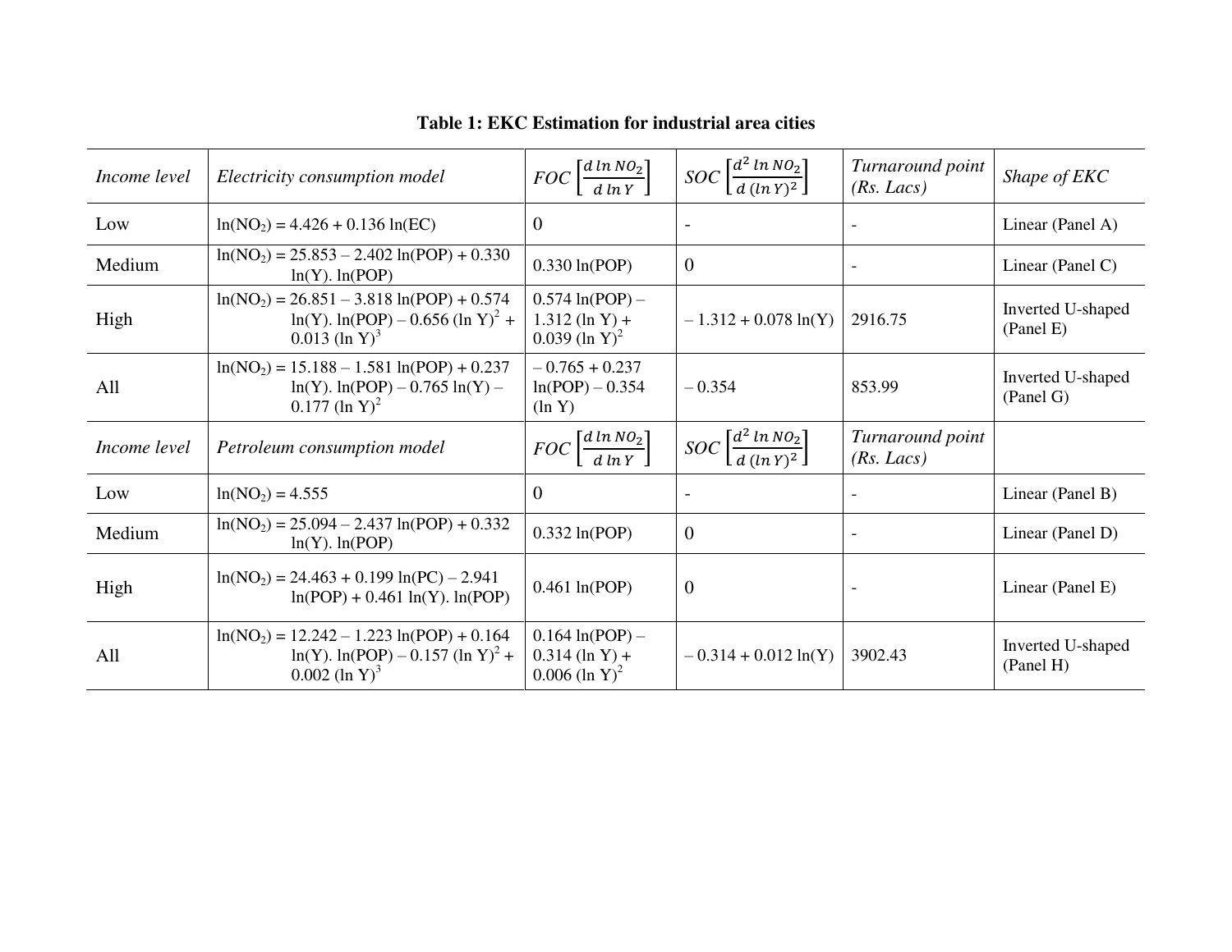**Table 1: EKC Estimation for industrial area cities**

| *Income level* | *Electricity consumption model* | *FOC* $\left[\frac{d\ ln\ NO_2}{d\ ln\ Y}\right]$ | *SOC* $\left[\frac{d^2\ ln\ NO_2}{d\ (ln\ Y)^2}\right]$ | *Turnaround point (Rs. Lacs)* | *Shape of EKC* |
|---|---|---|---|---|---|
| Low | $\ln(NO_2) = 4.426 + 0.136 \ln(EC)$ | 0 | - | - | Linear (Panel A) |
| Medium | $\ln(NO_2) = 25.853 - 2.402 \ln(POP) + 0.330 \ln(Y). \ln(POP)$ | $0.330 \ln(POP)$ | 0 | - | Linear (Panel C) |
| High | $\ln(NO_2) = 26.851 - 3.818 \ln(POP) + 0.574 \ln(Y). \ln(POP) - 0.656 (\ln Y)^2 + 0.013 (\ln Y)^3$ | $0.574 \ln(POP) - 1.312 (\ln Y) + 0.039 (\ln Y)^2$ | $-1.312 + 0.078 \ln(Y)$ | 2916.75 | Inverted U-shaped (Panel E) |
| All | $\ln(NO_2) = 15.188 - 1.581 \ln(POP) + 0.237 \ln(Y). \ln(POP) - 0.765 \ln(Y) - 0.177 (\ln Y)^2$ | $-0.765 + 0.237 \ln(POP) - 0.354 (\ln Y)$ | $-0.354$ | 853.99 | Inverted U-shaped (Panel G) |
| *Income level* | *Petroleum consumption model* | *FOC* $\left[\frac{d\ ln\ NO_2}{d\ ln\ Y}\right]$ | *SOC* $\left[\frac{d^2\ ln\ NO_2}{d\ (ln\ Y)^2}\right]$ | *Turnaround point (Rs. Lacs)* | |
| Low | $\ln(NO_2) = 4.555$ | 0 | - | - | Linear (Panel B) |
| Medium | $\ln(NO_2) = 25.094 - 2.437 \ln(POP) + 0.332 \ln(Y). \ln(POP)$ | $0.332 \ln(POP)$ | 0 | - | Linear (Panel D) |
| High | $\ln(NO_2) = 24.463 + 0.199 \ln(PC) - 2.941 \ln(POP) + 0.461 \ln(Y). \ln(POP)$ | $0.461 \ln(POP)$ | 0 | - | Linear (Panel E) |
| All | $\ln(NO_2) = 12.242 - 1.223 \ln(POP) + 0.164 \ln(Y). \ln(POP) - 0.157 (\ln Y)^2 + 0.002 (\ln Y)^3$ | $0.164 \ln(POP) - 0.314 (\ln Y) + 0.006 (\ln Y)^2$ | $-0.314 + 0.012 \ln(Y)$ | 3902.43 | Inverted U-shaped (Panel H) |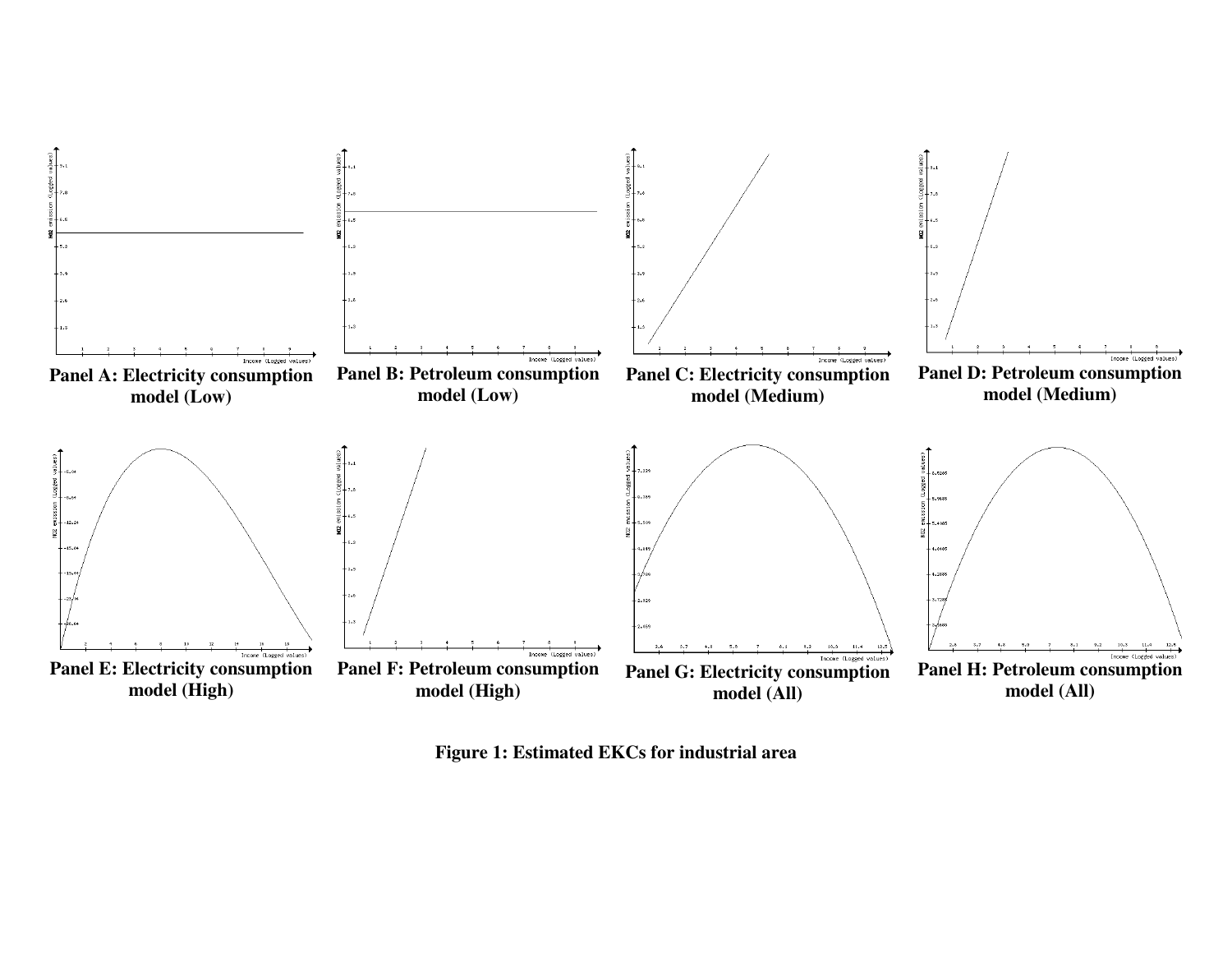Panel A: Electricity consumption model (Low)

Panel B: Petroleum consumption model (Low)

Panel C: Electricity consumption model (Medium)

Panel D: Petroleum consumption model (Medium)

Panel E: Electricity consumption model (High)

Panel F: Petroleum consumption model (High)

Panel G: Electricity consumption model (All)

Panel H: Petroleum consumption model (All)

**Figure 1: Estimated EKCs for industrial area**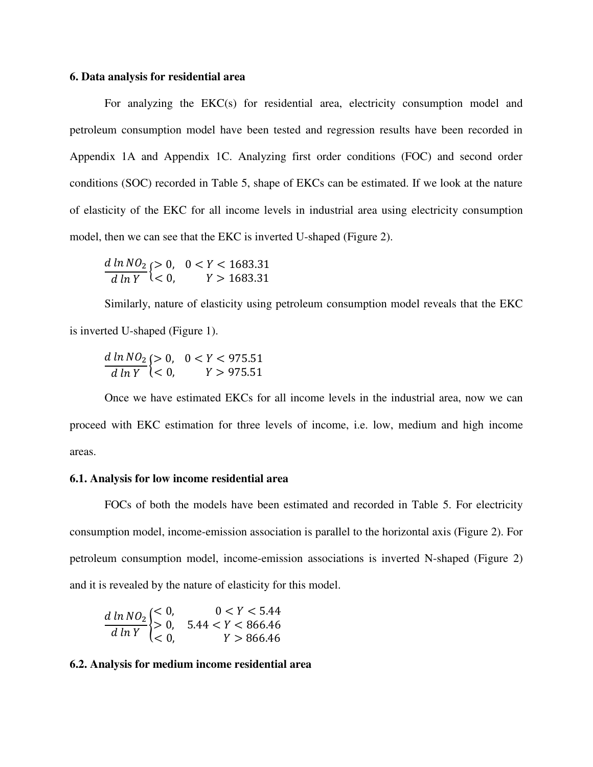## 6. Data analysis for residential area

For analyzing the EKC(s) for residential area, electricity consumption model and petroleum consumption model have been tested and regression results have been recorded in Appendix 1A and Appendix 1C. Analyzing first order conditions (FOC) and second order conditions (SOC) recorded in Table 5, shape of EKCs can be estimated. If we look at the nature of elasticity of the EKC for all income levels in industrial area using electricity consumption model, then we can see that the EKC is inverted U-shaped (Figure 2).

$$\frac{d \ln NO_2}{d \ln Y} \begin{cases} > 0, & 0 < Y < 1683.31 \\ < 0, & Y > 1683.31 \end{cases}$$

Similarly, nature of elasticity using petroleum consumption model reveals that the EKC is inverted U-shaped (Figure 1).

$$\frac{d \ln NO_2}{d \ln Y} \begin{cases} > 0, & 0 < Y < 975.51 \\ < 0, & Y > 975.51 \end{cases}$$

Once we have estimated EKCs for all income levels in the industrial area, now we can proceed with EKC estimation for three levels of income, i.e. low, medium and high income areas.

### 6.1. Analysis for low income residential area

FOCs of both the models have been estimated and recorded in Table 5. For electricity consumption model, income-emission association is parallel to the horizontal axis (Figure 2). For petroleum consumption model, income-emission associations is inverted N-shaped (Figure 2) and it is revealed by the nature of elasticity for this model.

$$\frac{d \ln NO_2}{d \ln Y} \begin{cases} < 0, & 0 < Y < 5.44 \\ > 0, & 5.44 < Y < 866.46 \\ < 0, & Y > 866.46 \end{cases}$$

### 6.2. Analysis for medium income residential area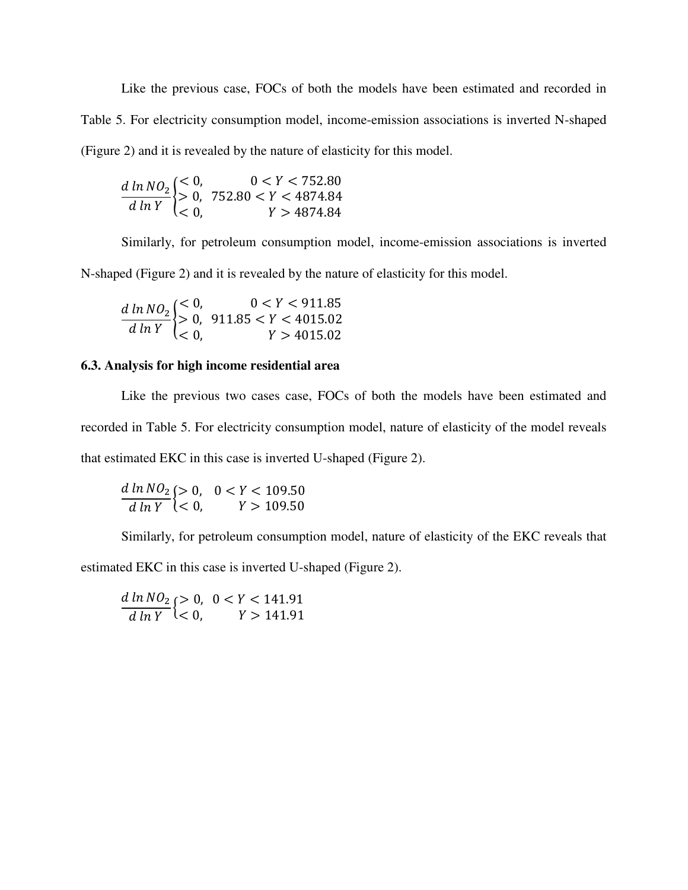Like the previous case, FOCs of both the models have been estimated and recorded in Table 5. For electricity consumption model, income-emission associations is inverted N-shaped (Figure 2) and it is revealed by the nature of elasticity for this model.

$$\frac{d\ ln\ NO_2}{d\ ln\ Y}\begin{cases} < 0, & 0 < Y < 752.80 \\ > 0, & 752.80 < Y < 4874.84 \\ < 0, & Y > 4874.84 \end{cases}$$

Similarly, for petroleum consumption model, income-emission associations is inverted N-shaped (Figure 2) and it is revealed by the nature of elasticity for this model.

$$\frac{d\ ln\ NO_2}{d\ ln\ Y}\begin{cases} < 0, & 0 < Y < 911.85 \\ > 0, & 911.85 < Y < 4015.02 \\ < 0, & Y > 4015.02 \end{cases}$$

### 6.3. Analysis for high income residential area

Like the previous two cases case, FOCs of both the models have been estimated and recorded in Table 5. For electricity consumption model, nature of elasticity of the model reveals that estimated EKC in this case is inverted U-shaped (Figure 2).

$$\frac{d\ ln\ NO_2}{d\ ln\ Y}\begin{cases} > 0, & 0 < Y < 109.50 \\ < 0, & Y > 109.50 \end{cases}$$

Similarly, for petroleum consumption model, nature of elasticity of the EKC reveals that estimated EKC in this case is inverted U-shaped (Figure 2).

$$\frac{d\ ln\ NO_2}{d\ ln\ Y}\begin{cases} > 0, & 0 < Y < 141.91 \\ < 0, & Y > 141.91 \end{cases}$$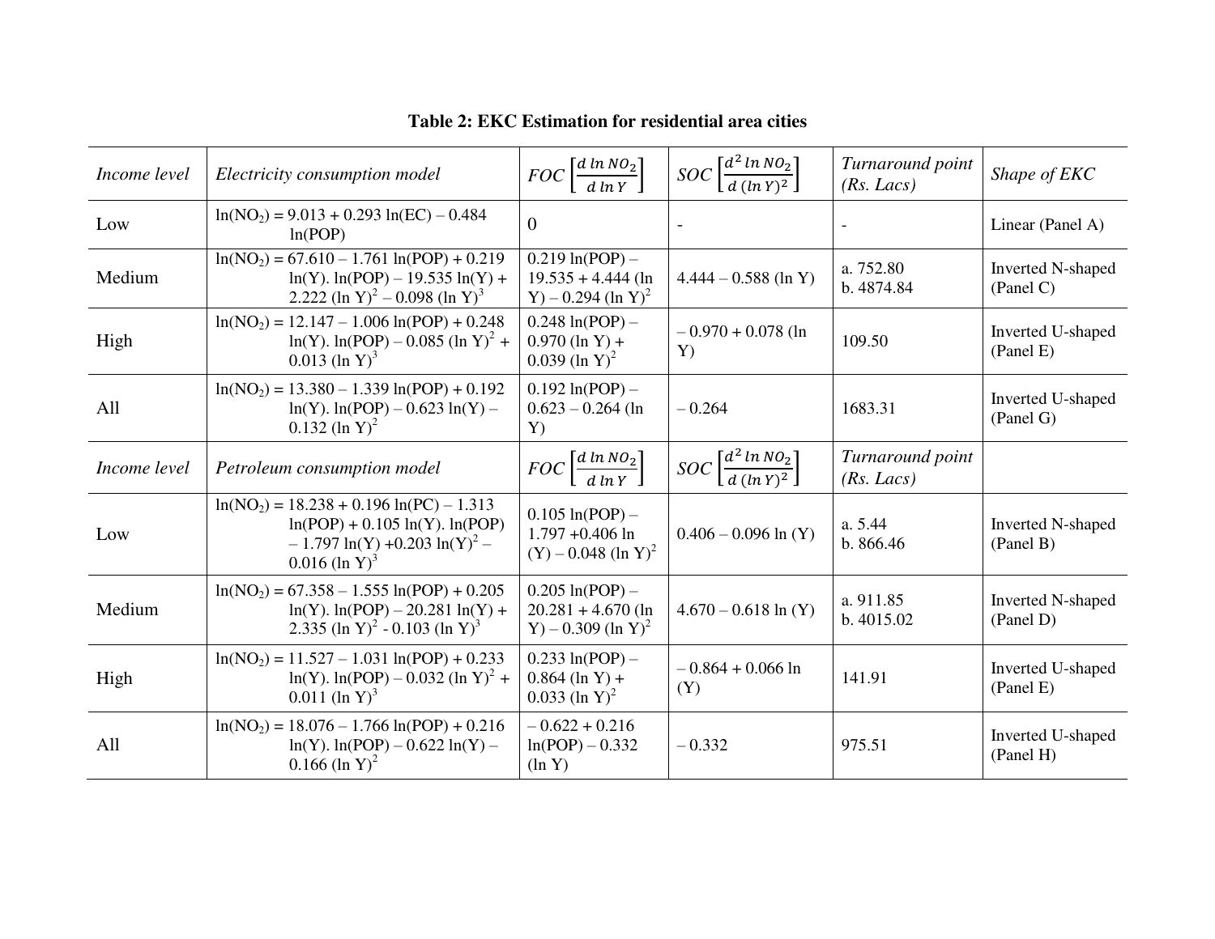**Table 2: EKC Estimation for residential area cities**

| *Income level* | *Electricity consumption model* | *FOC* $\left[\frac{d \ln NO_2}{d \ln Y}\right]$ | *SOC* $\left[\frac{d^2 \ln NO_2}{d (\ln Y)^2}\right]$ | *Turnaround point (Rs. Lacs)* | *Shape of EKC* |
|---|---|---|---|---|---|
| Low | $\ln(NO_2) = 9.013 + 0.293 \ln(EC) - 0.484 \ln(POP)$ | 0 | - | - | Linear (Panel A) |
| Medium | $\ln(NO_2) = 67.610 - 1.761 \ln(POP) + 0.219 \ln(Y). \ln(POP) - 19.535 \ln(Y) + 2.222 (\ln Y)^2 - 0.098 (\ln Y)^3$ | $0.219 \ln(POP) - 19.535 + 4.444 (\ln Y) - 0.294 (\ln Y)^2$ | $4.444 - 0.588 (\ln Y)$ | a. 752.80 b. 4874.84 | Inverted N-shaped (Panel C) |
| High | $\ln(NO_2) = 12.147 - 1.006 \ln(POP) + 0.248 \ln(Y). \ln(POP) - 0.085 (\ln Y)^2 + 0.013 (\ln Y)^3$ | $0.248 \ln(POP) - 0.970 (\ln Y) + 0.039 (\ln Y)^2$ | $-0.970 + 0.078 (\ln Y)$ | 109.50 | Inverted U-shaped (Panel E) |
| All | $\ln(NO_2) = 13.380 - 1.339 \ln(POP) + 0.192 \ln(Y). \ln(POP) - 0.623 \ln(Y) - 0.132 (\ln Y)^2$ | $0.192 \ln(POP) - 0.623 - 0.264 (\ln Y)$ | $-0.264$ | 1683.31 | Inverted U-shaped (Panel G) |
| *Income level* | *Petroleum consumption model* | *FOC* $\left[\frac{d \ln NO_2}{d \ln Y}\right]$ | *SOC* $\left[\frac{d^2 \ln NO_2}{d (\ln Y)^2}\right]$ | *Turnaround point (Rs. Lacs)* | |
| Low | $\ln(NO_2) = 18.238 + 0.196 \ln(PC) - 1.313 \ln(POP) + 0.105 \ln(Y). \ln(POP) - 1.797 \ln(Y) + 0.203 \ln(Y)^2 - 0.016 (\ln Y)^3$ | $0.105 \ln(POP) - 1.797 + 0.406 \ln (Y) - 0.048 (\ln Y)^2$ | $0.406 - 0.096 \ln (Y)$ | a. 5.44 b. 866.46 | Inverted N-shaped (Panel B) |
| Medium | $\ln(NO_2) = 67.358 - 1.555 \ln(POP) + 0.205 \ln(Y). \ln(POP) - 20.281 \ln(Y) + 2.335 (\ln Y)^2 - 0.103 (\ln Y)^3$ | $0.205 \ln(POP) - 20.281 + 4.670 (\ln Y) - 0.309 (\ln Y)^2$ | $4.670 - 0.618 \ln (Y)$ | a. 911.85 b. 4015.02 | Inverted N-shaped (Panel D) |
| High | $\ln(NO_2) = 11.527 - 1.031 \ln(POP) + 0.233 \ln(Y). \ln(POP) - 0.032 (\ln Y)^2 + 0.011 (\ln Y)^3$ | $0.233 \ln(POP) - 0.864 (\ln Y) + 0.033 (\ln Y)^2$ | $-0.864 + 0.066 \ln (Y)$ | 141.91 | Inverted U-shaped (Panel E) |
| All | $\ln(NO_2) = 18.076 - 1.766 \ln(POP) + 0.216 \ln(Y). \ln(POP) - 0.622 \ln(Y) - 0.166 (\ln Y)^2$ | $-0.622 + 0.216 \ln(POP) - 0.332 (\ln Y)$ | $-0.332$ | 975.51 | Inverted U-shaped (Panel H) |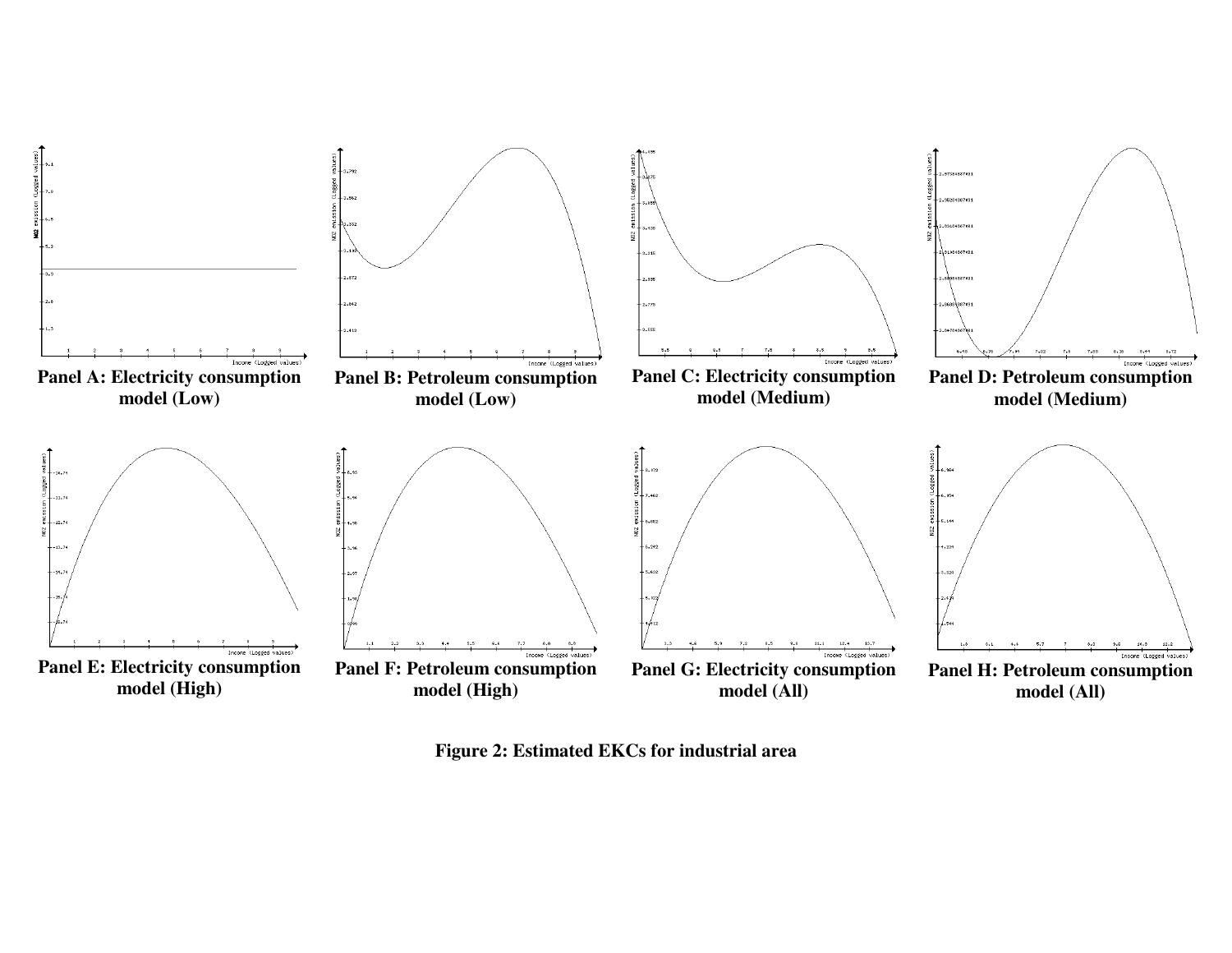Panel A: Electricity consumption model (Low)

Panel B: Petroleum consumption model (Low)

Panel C: Electricity consumption model (Medium)

Panel D: Petroleum consumption model (Medium)

Panel E: Electricity consumption model (High)

Panel F: Petroleum consumption model (High)

Panel G: Electricity consumption model (All)

Panel H: Petroleum consumption model (All)

**Figure 2: Estimated EKCs for industrial area**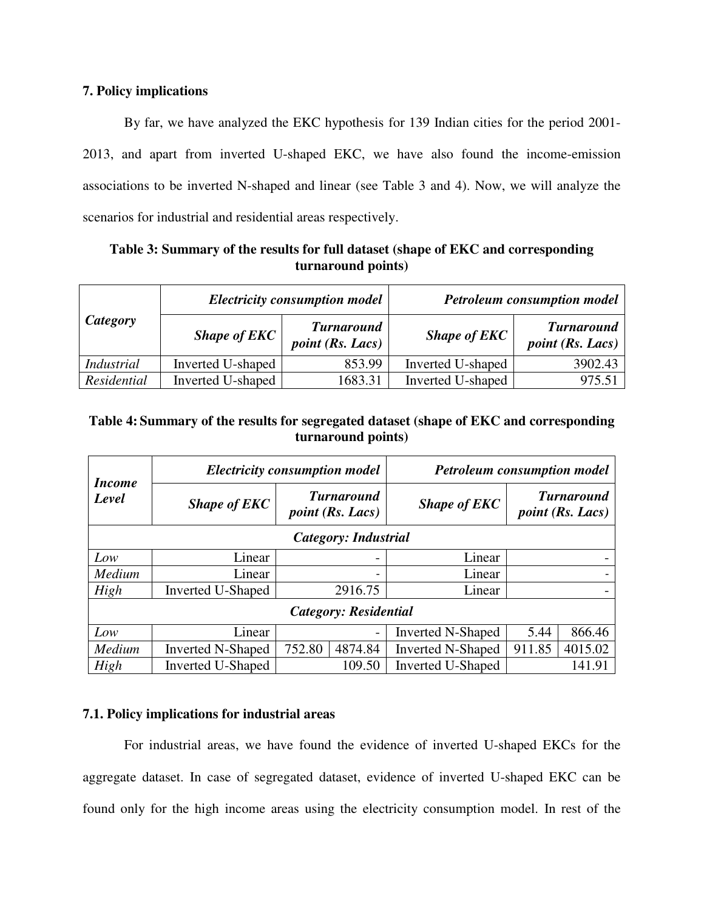## 7. Policy implications

By far, we have analyzed the EKC hypothesis for 139 Indian cities for the period 2001-2013, and apart from inverted U-shaped EKC, we have also found the income-emission associations to be inverted N-shaped and linear (see Table 3 and 4). Now, we will analyze the scenarios for industrial and residential areas respectively.

**Table 3: Summary of the results for full dataset (shape of EKC and corresponding turnaround points)**

| *Category* | *Electricity consumption model* | | *Petroleum consumption model* | |
|---|---|---|---|---|
| | ***Shape of EKC*** | ***Turnaround point (Rs. Lacs)*** | ***Shape of EKC*** | ***Turnaround point (Rs. Lacs)*** |
| *Industrial* | Inverted U-shaped | 853.99 | Inverted U-shaped | 3902.43 |
| *Residential* | Inverted U-shaped | 1683.31 | Inverted U-shaped | 975.51 |

**Table 4: Summary of the results for segregated dataset (shape of EKC and corresponding turnaround points)**

| *Income Level* | *Electricity consumption model* | | | *Petroleum consumption model* | | |
|---|---|---|---|---|---|---|
| | ***Shape of EKC*** | ***Turnaround point (Rs. Lacs)*** | | ***Shape of EKC*** | ***Turnaround point (Rs. Lacs)*** | |
| ***Category: Industrial*** | | | | | | |
| *Low* | Linear | - | | Linear | - | |
| *Medium* | Linear | - | | Linear | - | |
| *High* | Inverted U-Shaped | 2916.75 | | Linear | - | |
| ***Category: Residential*** | | | | | | |
| *Low* | Linear | - | | Inverted N-Shaped | 5.44 | 866.46 |
| *Medium* | Inverted N-Shaped | 752.80 | 4874.84 | Inverted N-Shaped | 911.85 | 4015.02 |
| *High* | Inverted U-Shaped | 109.50 | | Inverted U-Shaped | 141.91 | |

### 7.1. Policy implications for industrial areas

For industrial areas, we have found the evidence of inverted U-shaped EKCs for the aggregate dataset. In case of segregated dataset, evidence of inverted U-shaped EKC can be found only for the high income areas using the electricity consumption model. In rest of the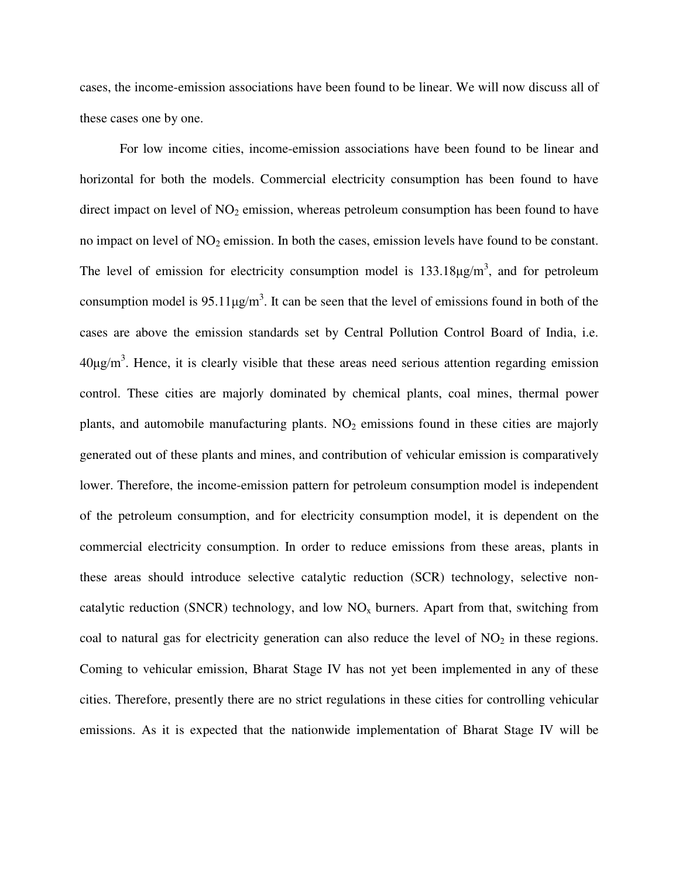cases, the income-emission associations have been found to be linear. We will now discuss all of these cases one by one.

For low income cities, income-emission associations have been found to be linear and horizontal for both the models. Commercial electricity consumption has been found to have direct impact on level of $NO_2$ emission, whereas petroleum consumption has been found to have no impact on level of $NO_2$ emission. In both the cases, emission levels have found to be constant. The level of emission for electricity consumption model is 133.18μg/m$^3$, and for petroleum consumption model is 95.11μg/m$^3$. It can be seen that the level of emissions found in both of the cases are above the emission standards set by Central Pollution Control Board of India, i.e. 40μg/m$^3$. Hence, it is clearly visible that these areas need serious attention regarding emission control. These cities are majorly dominated by chemical plants, coal mines, thermal power plants, and automobile manufacturing plants. $NO_2$ emissions found in these cities are majorly generated out of these plants and mines, and contribution of vehicular emission is comparatively lower. Therefore, the income-emission pattern for petroleum consumption model is independent of the petroleum consumption, and for electricity consumption model, it is dependent on the commercial electricity consumption. In order to reduce emissions from these areas, plants in these areas should introduce selective catalytic reduction (SCR) technology, selective non-catalytic reduction (SNCR) technology, and low $NO_x$ burners. Apart from that, switching from coal to natural gas for electricity generation can also reduce the level of $NO_2$ in these regions. Coming to vehicular emission, Bharat Stage IV has not yet been implemented in any of these cities. Therefore, presently there are no strict regulations in these cities for controlling vehicular emissions. As it is expected that the nationwide implementation of Bharat Stage IV will be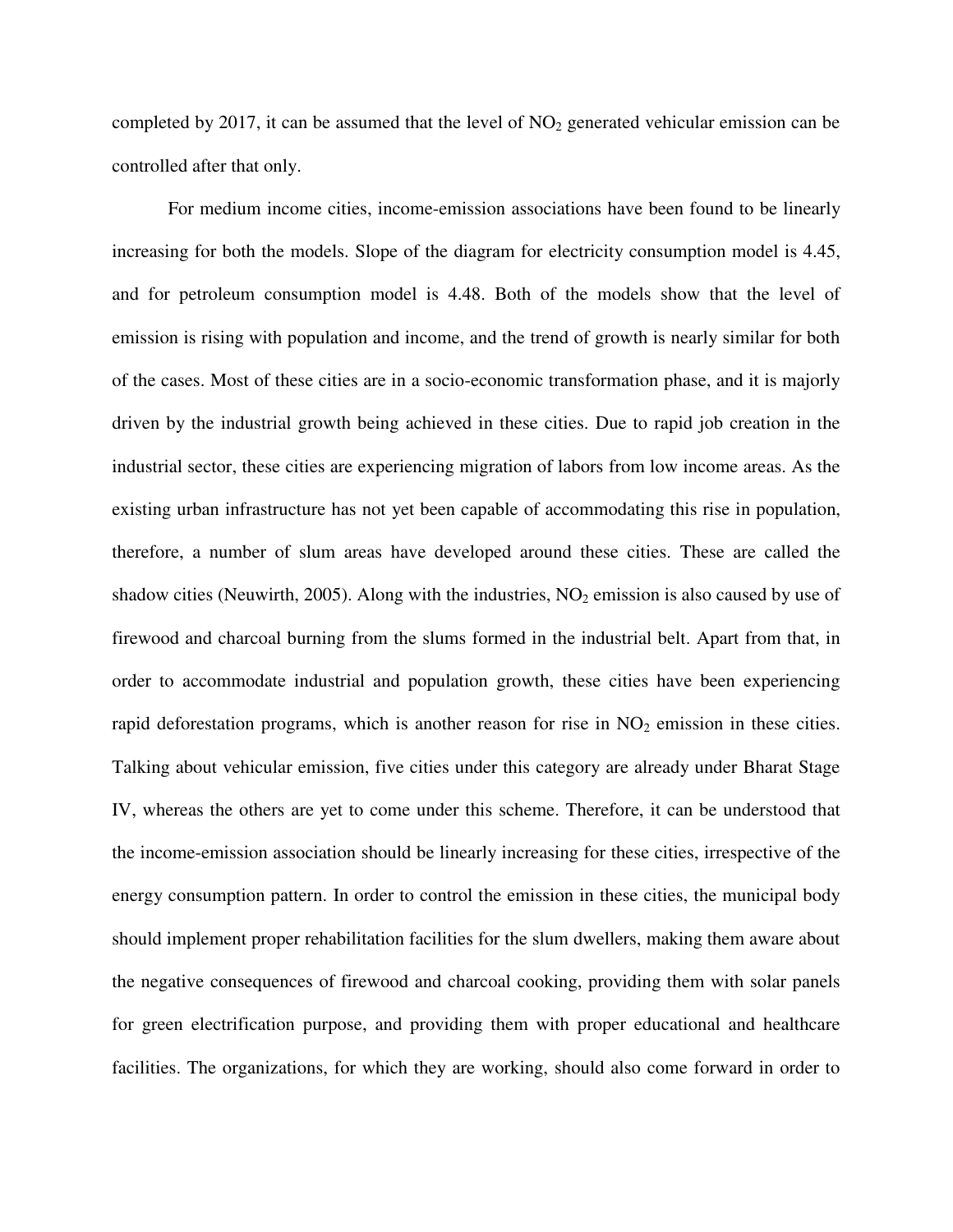completed by 2017, it can be assumed that the level of $NO_2$ generated vehicular emission can be controlled after that only.

For medium income cities, income-emission associations have been found to be linearly increasing for both the models. Slope of the diagram for electricity consumption model is 4.45, and for petroleum consumption model is 4.48. Both of the models show that the level of emission is rising with population and income, and the trend of growth is nearly similar for both of the cases. Most of these cities are in a socio-economic transformation phase, and it is majorly driven by the industrial growth being achieved in these cities. Due to rapid job creation in the industrial sector, these cities are experiencing migration of labors from low income areas. As the existing urban infrastructure has not yet been capable of accommodating this rise in population, therefore, a number of slum areas have developed around these cities. These are called the shadow cities (Neuwirth, 2005). Along with the industries, $NO_2$ emission is also caused by use of firewood and charcoal burning from the slums formed in the industrial belt. Apart from that, in order to accommodate industrial and population growth, these cities have been experiencing rapid deforestation programs, which is another reason for rise in $NO_2$ emission in these cities. Talking about vehicular emission, five cities under this category are already under Bharat Stage IV, whereas the others are yet to come under this scheme. Therefore, it can be understood that the income-emission association should be linearly increasing for these cities, irrespective of the energy consumption pattern. In order to control the emission in these cities, the municipal body should implement proper rehabilitation facilities for the slum dwellers, making them aware about the negative consequences of firewood and charcoal cooking, providing them with solar panels for green electrification purpose, and providing them with proper educational and healthcare facilities. The organizations, for which they are working, should also come forward in order to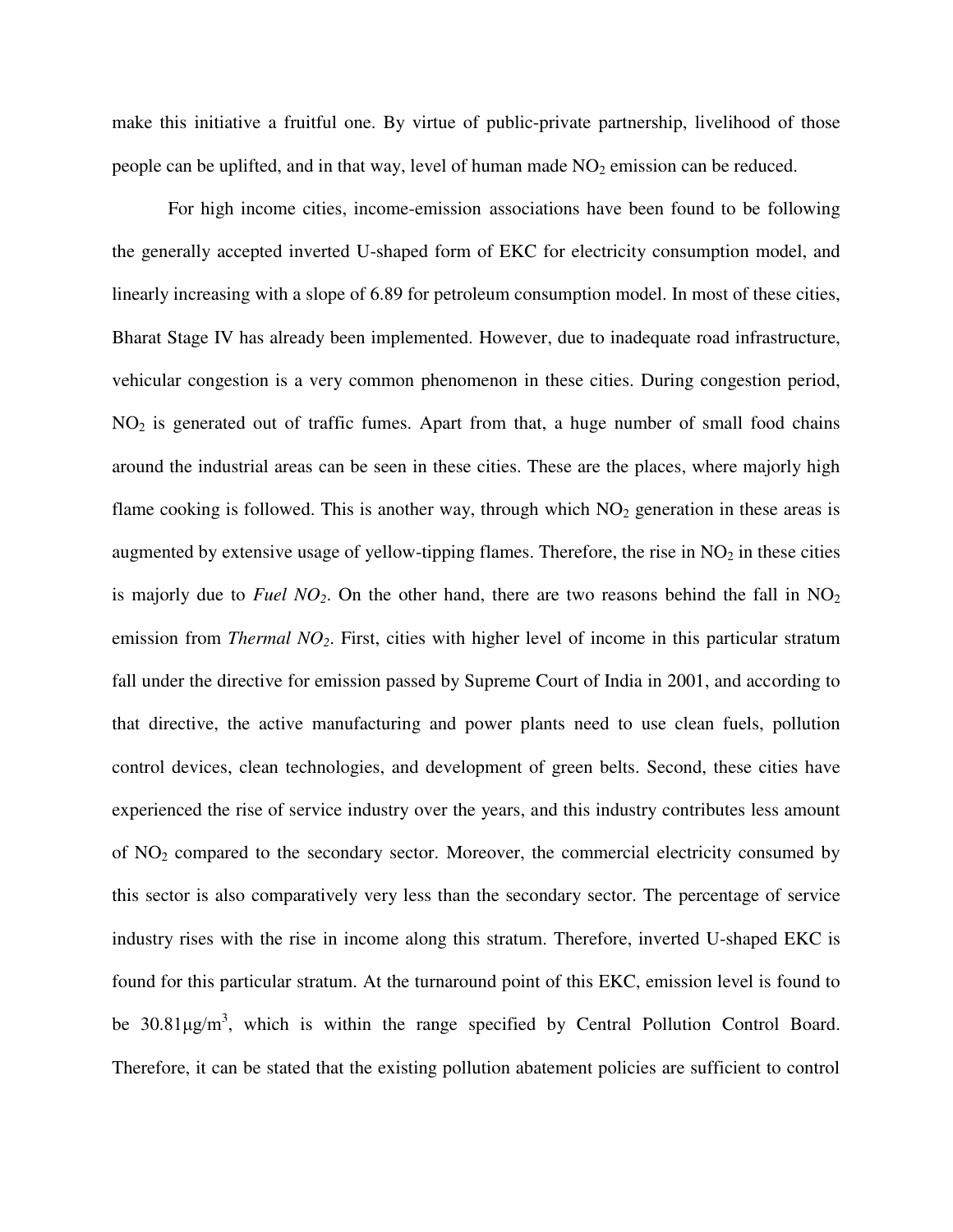make this initiative a fruitful one. By virtue of public-private partnership, livelihood of those people can be uplifted, and in that way, level of human made $NO_2$ emission can be reduced.

For high income cities, income-emission associations have been found to be following the generally accepted inverted U-shaped form of EKC for electricity consumption model, and linearly increasing with a slope of 6.89 for petroleum consumption model. In most of these cities, Bharat Stage IV has already been implemented. However, due to inadequate road infrastructure, vehicular congestion is a very common phenomenon in these cities. During congestion period, $NO_2$ is generated out of traffic fumes. Apart from that, a huge number of small food chains around the industrial areas can be seen in these cities. These are the places, where majorly high flame cooking is followed. This is another way, through which $NO_2$ generation in these areas is augmented by extensive usage of yellow-tipping flames. Therefore, the rise in $NO_2$ in these cities is majorly due to *Fuel* $NO_2$. On the other hand, there are two reasons behind the fall in $NO_2$ emission from *Thermal* $NO_2$. First, cities with higher level of income in this particular stratum fall under the directive for emission passed by Supreme Court of India in 2001, and according to that directive, the active manufacturing and power plants need to use clean fuels, pollution control devices, clean technologies, and development of green belts. Second, these cities have experienced the rise of service industry over the years, and this industry contributes less amount of $NO_2$ compared to the secondary sector. Moreover, the commercial electricity consumed by this sector is also comparatively very less than the secondary sector. The percentage of service industry rises with the rise in income along this stratum. Therefore, inverted U-shaped EKC is found for this particular stratum. At the turnaround point of this EKC, emission level is found to be $30.81\mu g/m^3$, which is within the range specified by Central Pollution Control Board. Therefore, it can be stated that the existing pollution abatement policies are sufficient to control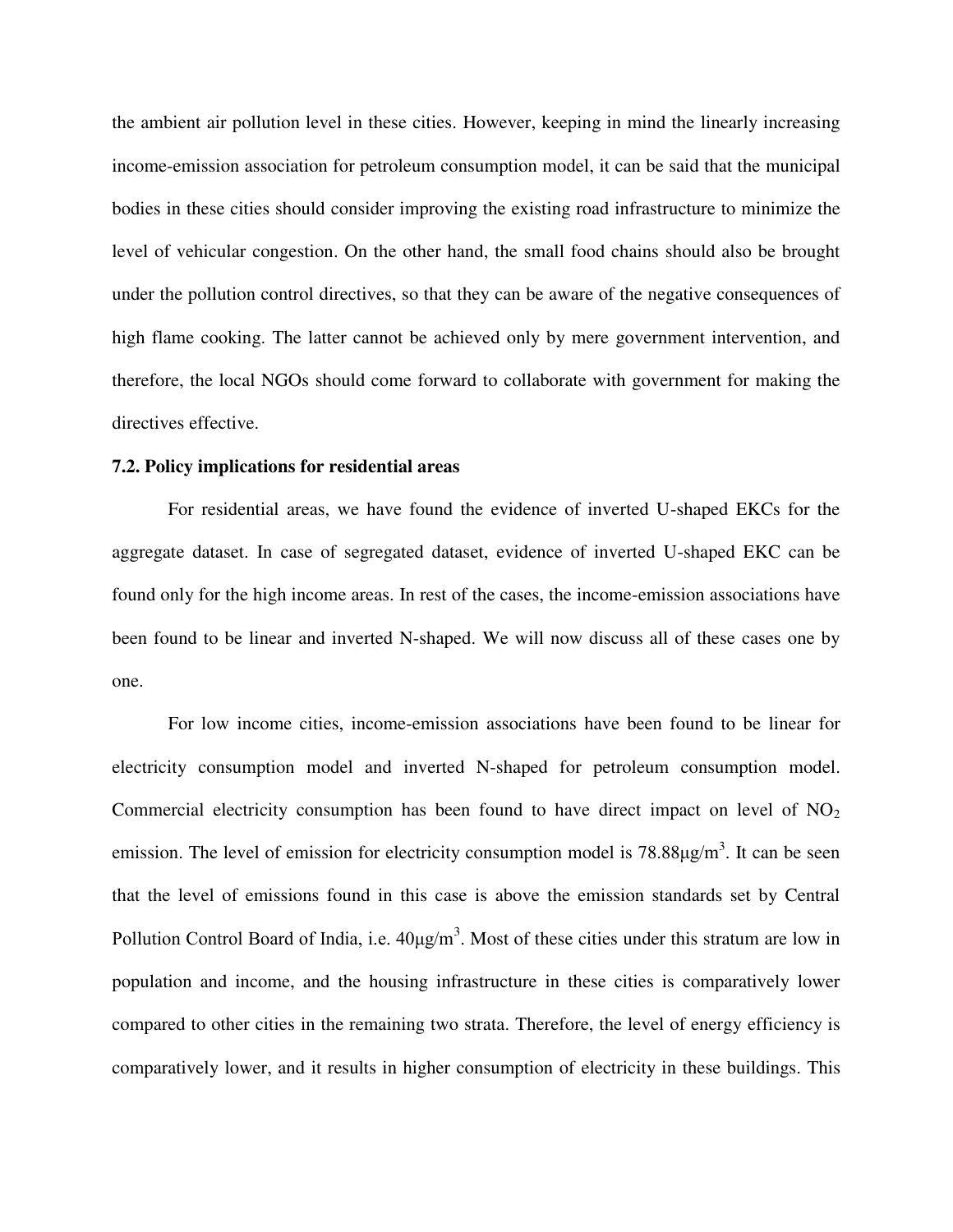the ambient air pollution level in these cities. However, keeping in mind the linearly increasing income-emission association for petroleum consumption model, it can be said that the municipal bodies in these cities should consider improving the existing road infrastructure to minimize the level of vehicular congestion. On the other hand, the small food chains should also be brought under the pollution control directives, so that they can be aware of the negative consequences of high flame cooking. The latter cannot be achieved only by mere government intervention, and therefore, the local NGOs should come forward to collaborate with government for making the directives effective.

### 7.2. Policy implications for residential areas

For residential areas, we have found the evidence of inverted U-shaped EKCs for the aggregate dataset. In case of segregated dataset, evidence of inverted U-shaped EKC can be found only for the high income areas. In rest of the cases, the income-emission associations have been found to be linear and inverted N-shaped. We will now discuss all of these cases one by one.

For low income cities, income-emission associations have been found to be linear for electricity consumption model and inverted N-shaped for petroleum consumption model. Commercial electricity consumption has been found to have direct impact on level of $NO_2$ emission. The level of emission for electricity consumption model is 78.88μg/m$^3$. It can be seen that the level of emissions found in this case is above the emission standards set by Central Pollution Control Board of India, i.e. 40μg/m$^3$. Most of these cities under this stratum are low in population and income, and the housing infrastructure in these cities is comparatively lower compared to other cities in the remaining two strata. Therefore, the level of energy efficiency is comparatively lower, and it results in higher consumption of electricity in these buildings. This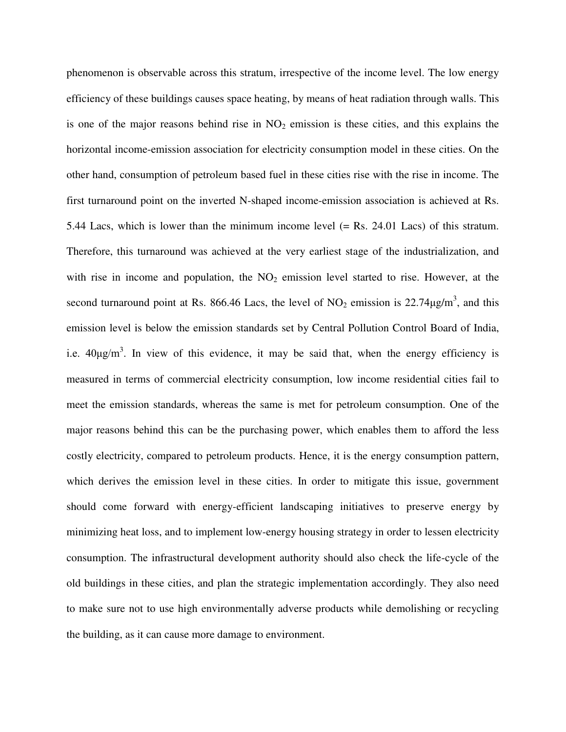phenomenon is observable across this stratum, irrespective of the income level. The low energy efficiency of these buildings causes space heating, by means of heat radiation through walls. This is one of the major reasons behind rise in $NO_2$ emission is these cities, and this explains the horizontal income-emission association for electricity consumption model in these cities. On the other hand, consumption of petroleum based fuel in these cities rise with the rise in income. The first turnaround point on the inverted N-shaped income-emission association is achieved at Rs. 5.44 Lacs, which is lower than the minimum income level (= Rs. 24.01 Lacs) of this stratum. Therefore, this turnaround was achieved at the very earliest stage of the industrialization, and with rise in income and population, the $NO_2$ emission level started to rise. However, at the second turnaround point at Rs. 866.46 Lacs, the level of $NO_2$ emission is $22.74\mu g/m^3$, and this emission level is below the emission standards set by Central Pollution Control Board of India, i.e. $40\mu g/m^3$. In view of this evidence, it may be said that, when the energy efficiency is measured in terms of commercial electricity consumption, low income residential cities fail to meet the emission standards, whereas the same is met for petroleum consumption. One of the major reasons behind this can be the purchasing power, which enables them to afford the less costly electricity, compared to petroleum products. Hence, it is the energy consumption pattern, which derives the emission level in these cities. In order to mitigate this issue, government should come forward with energy-efficient landscaping initiatives to preserve energy by minimizing heat loss, and to implement low-energy housing strategy in order to lessen electricity consumption. The infrastructural development authority should also check the life-cycle of the old buildings in these cities, and plan the strategic implementation accordingly. They also need to make sure not to use high environmentally adverse products while demolishing or recycling the building, as it can cause more damage to environment.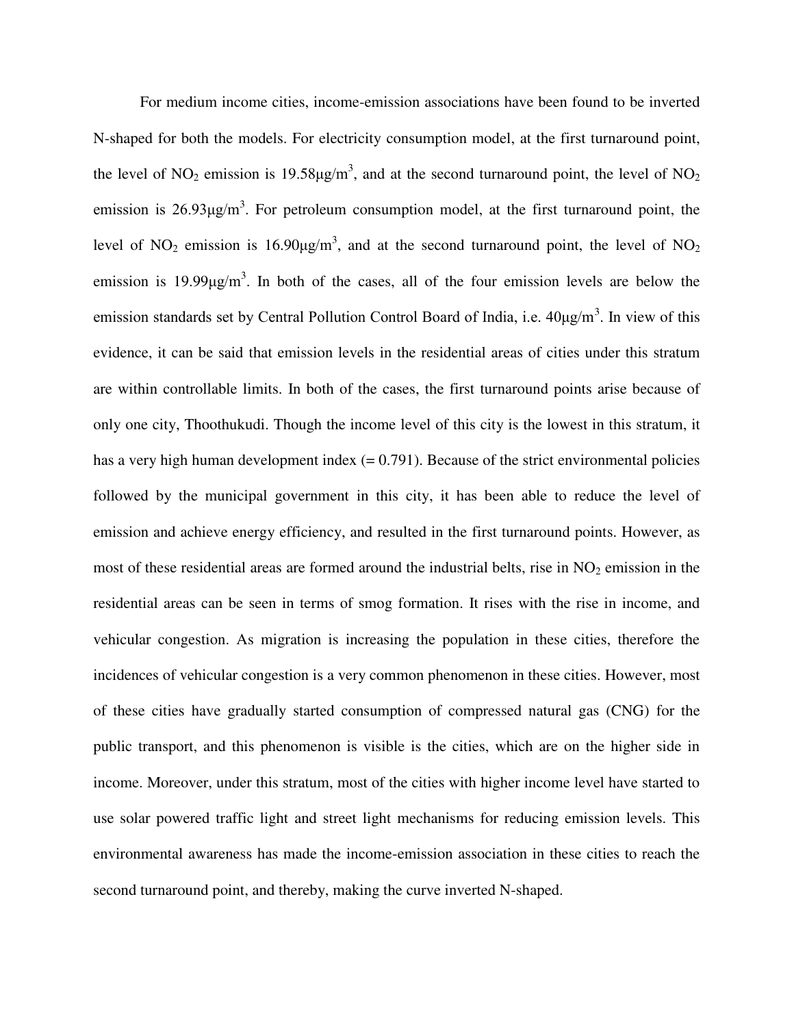For medium income cities, income-emission associations have been found to be inverted N-shaped for both the models. For electricity consumption model, at the first turnaround point, the level of $NO_2$ emission is 19.58μg/m$^3$, and at the second turnaround point, the level of $NO_2$ emission is 26.93μg/m$^3$. For petroleum consumption model, at the first turnaround point, the level of $NO_2$ emission is 16.90μg/m$^3$, and at the second turnaround point, the level of $NO_2$ emission is 19.99μg/m$^3$. In both of the cases, all of the four emission levels are below the emission standards set by Central Pollution Control Board of India, i.e. 40μg/m$^3$. In view of this evidence, it can be said that emission levels in the residential areas of cities under this stratum are within controllable limits. In both of the cases, the first turnaround points arise because of only one city, Thoothukudi. Though the income level of this city is the lowest in this stratum, it has a very high human development index (= 0.791). Because of the strict environmental policies followed by the municipal government in this city, it has been able to reduce the level of emission and achieve energy efficiency, and resulted in the first turnaround points. However, as most of these residential areas are formed around the industrial belts, rise in $NO_2$ emission in the residential areas can be seen in terms of smog formation. It rises with the rise in income, and vehicular congestion. As migration is increasing the population in these cities, therefore the incidences of vehicular congestion is a very common phenomenon in these cities. However, most of these cities have gradually started consumption of compressed natural gas (CNG) for the public transport, and this phenomenon is visible is the cities, which are on the higher side in income. Moreover, under this stratum, most of the cities with higher income level have started to use solar powered traffic light and street light mechanisms for reducing emission levels. This environmental awareness has made the income-emission association in these cities to reach the second turnaround point, and thereby, making the curve inverted N-shaped.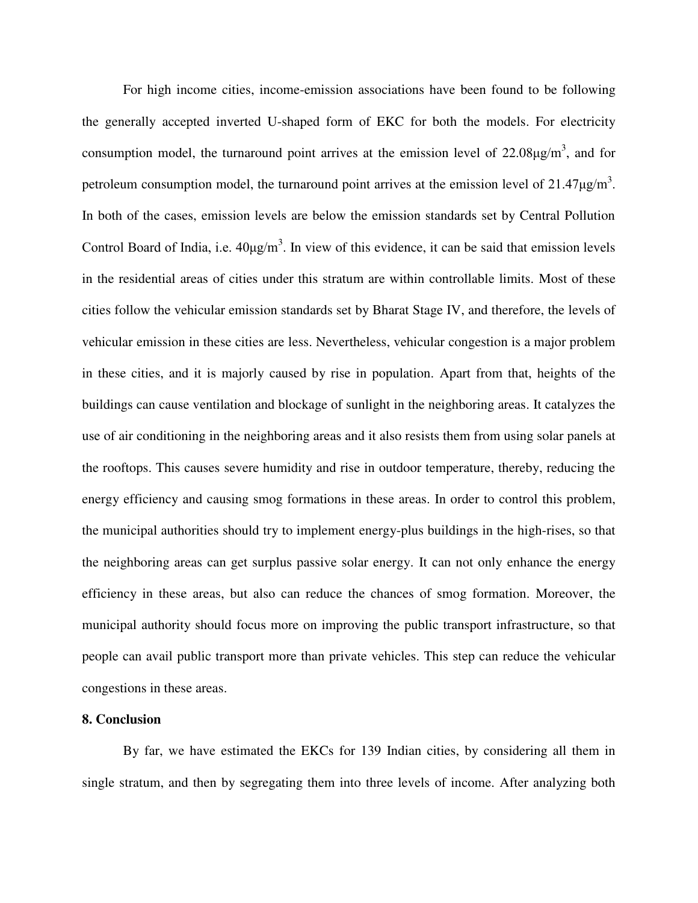For high income cities, income-emission associations have been found to be following the generally accepted inverted U-shaped form of EKC for both the models. For electricity consumption model, the turnaround point arrives at the emission level of 22.08μg/m$^3$, and for petroleum consumption model, the turnaround point arrives at the emission level of 21.47μg/m$^3$. In both of the cases, emission levels are below the emission standards set by Central Pollution Control Board of India, i.e. 40μg/m$^3$. In view of this evidence, it can be said that emission levels in the residential areas of cities under this stratum are within controllable limits. Most of these cities follow the vehicular emission standards set by Bharat Stage IV, and therefore, the levels of vehicular emission in these cities are less. Nevertheless, vehicular congestion is a major problem in these cities, and it is majorly caused by rise in population. Apart from that, heights of the buildings can cause ventilation and blockage of sunlight in the neighboring areas. It catalyzes the use of air conditioning in the neighboring areas and it also resists them from using solar panels at the rooftops. This causes severe humidity and rise in outdoor temperature, thereby, reducing the energy efficiency and causing smog formations in these areas. In order to control this problem, the municipal authorities should try to implement energy-plus buildings in the high-rises, so that the neighboring areas can get surplus passive solar energy. It can not only enhance the energy efficiency in these areas, but also can reduce the chances of smog formation. Moreover, the municipal authority should focus more on improving the public transport infrastructure, so that people can avail public transport more than private vehicles. This step can reduce the vehicular congestions in these areas.

## 8. Conclusion

By far, we have estimated the EKCs for 139 Indian cities, by considering all them in single stratum, and then by segregating them into three levels of income. After analyzing both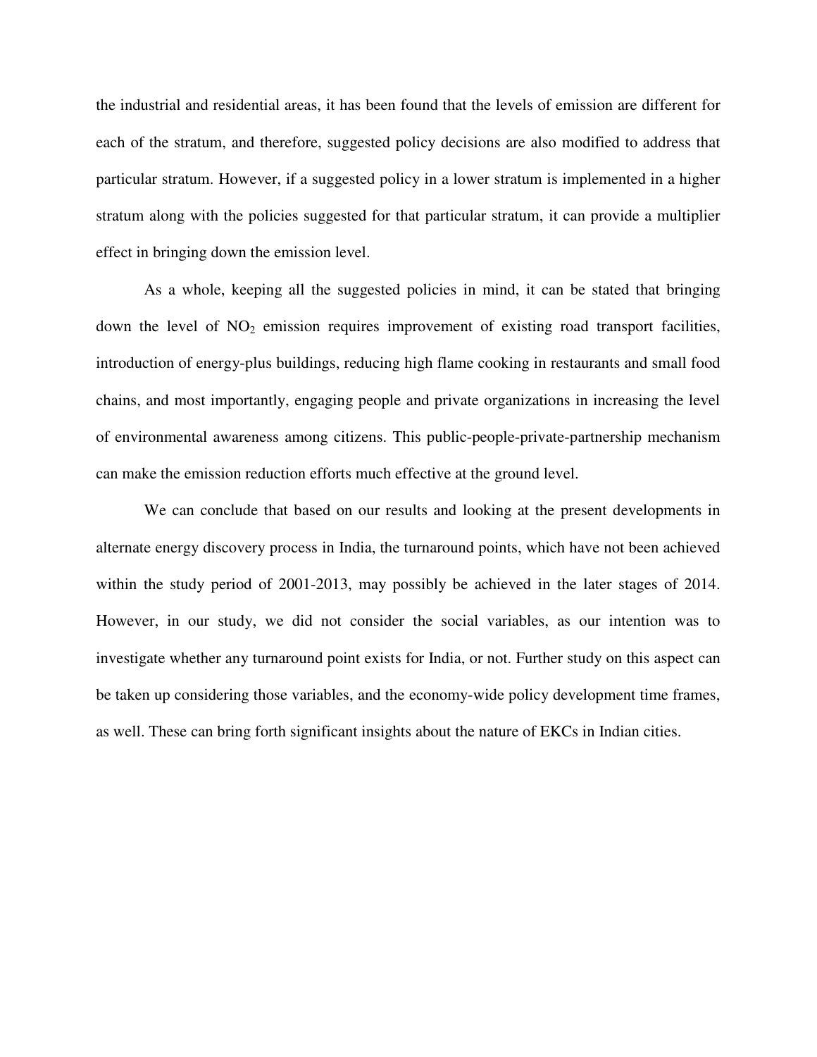the industrial and residential areas, it has been found that the levels of emission are different for each of the stratum, and therefore, suggested policy decisions are also modified to address that particular stratum. However, if a suggested policy in a lower stratum is implemented in a higher stratum along with the policies suggested for that particular stratum, it can provide a multiplier effect in bringing down the emission level.

As a whole, keeping all the suggested policies in mind, it can be stated that bringing down the level of $NO_2$ emission requires improvement of existing road transport facilities, introduction of energy-plus buildings, reducing high flame cooking in restaurants and small food chains, and most importantly, engaging people and private organizations in increasing the level of environmental awareness among citizens. This public-people-private-partnership mechanism can make the emission reduction efforts much effective at the ground level.

We can conclude that based on our results and looking at the present developments in alternate energy discovery process in India, the turnaround points, which have not been achieved within the study period of 2001-2013, may possibly be achieved in the later stages of 2014. However, in our study, we did not consider the social variables, as our intention was to investigate whether any turnaround point exists for India, or not. Further study on this aspect can be taken up considering those variables, and the economy-wide policy development time frames, as well. These can bring forth significant insights about the nature of EKCs in Indian cities.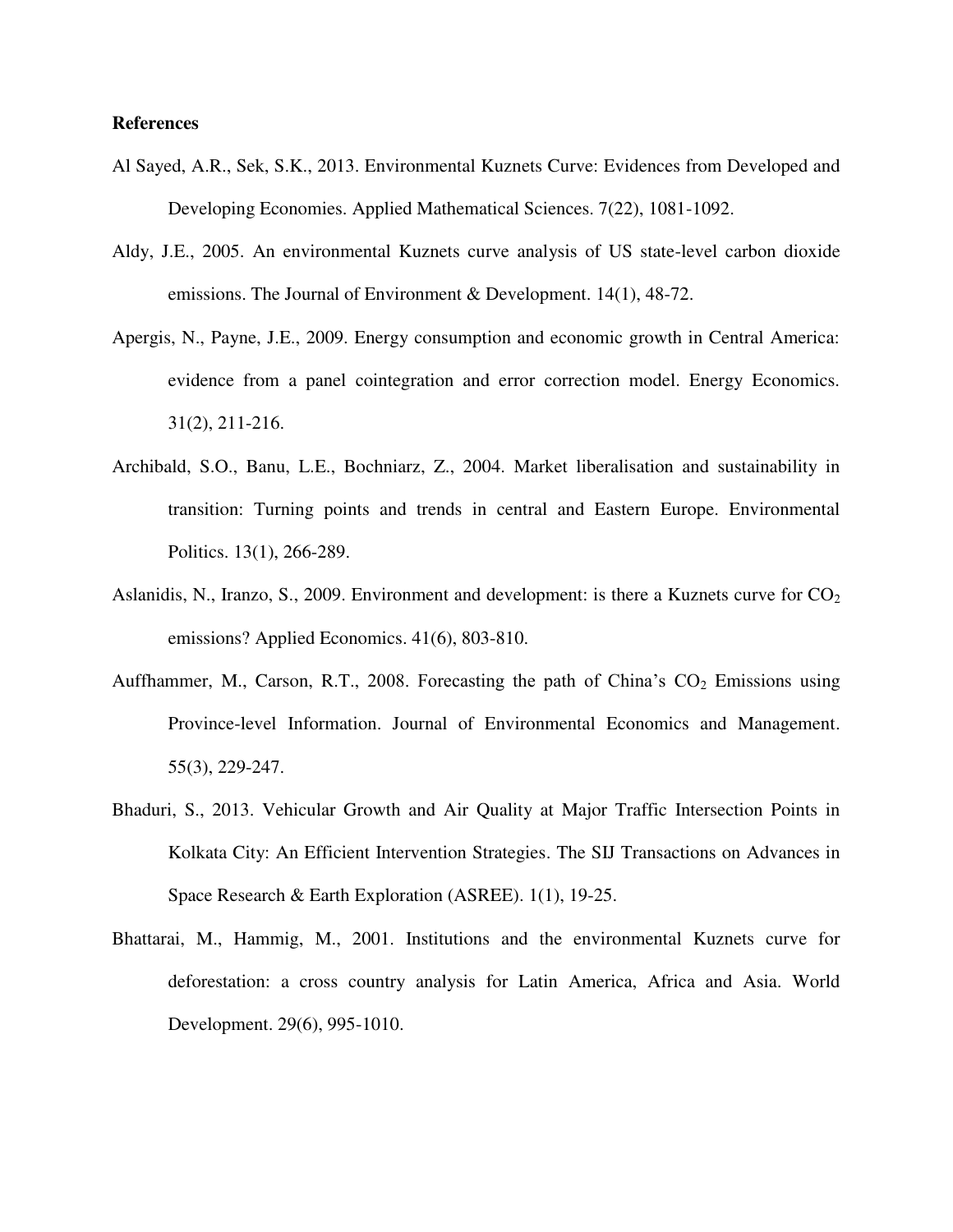**References**

Al Sayed, A.R., Sek, S.K., 2013. Environmental Kuznets Curve: Evidences from Developed and Developing Economies. Applied Mathematical Sciences. 7(22), 1081-1092.

Aldy, J.E., 2005. An environmental Kuznets curve analysis of US state-level carbon dioxide emissions. The Journal of Environment & Development. 14(1), 48-72.

Apergis, N., Payne, J.E., 2009. Energy consumption and economic growth in Central America: evidence from a panel cointegration and error correction model. Energy Economics. 31(2), 211-216.

Archibald, S.O., Banu, L.E., Bochniarz, Z., 2004. Market liberalisation and sustainability in transition: Turning points and trends in central and Eastern Europe. Environmental Politics. 13(1), 266-289.

Aslanidis, N., Iranzo, S., 2009. Environment and development: is there a Kuznets curve for $CO_2$ emissions? Applied Economics. 41(6), 803-810.

Auffhammer, M., Carson, R.T., 2008. Forecasting the path of China's $CO_2$ Emissions using Province-level Information. Journal of Environmental Economics and Management. 55(3), 229-247.

Bhaduri, S., 2013. Vehicular Growth and Air Quality at Major Traffic Intersection Points in Kolkata City: An Efficient Intervention Strategies. The SIJ Transactions on Advances in Space Research & Earth Exploration (ASREE). 1(1), 19-25.

Bhattarai, M., Hammig, M., 2001. Institutions and the environmental Kuznets curve for deforestation: a cross country analysis for Latin America, Africa and Asia. World Development. 29(6), 995-1010.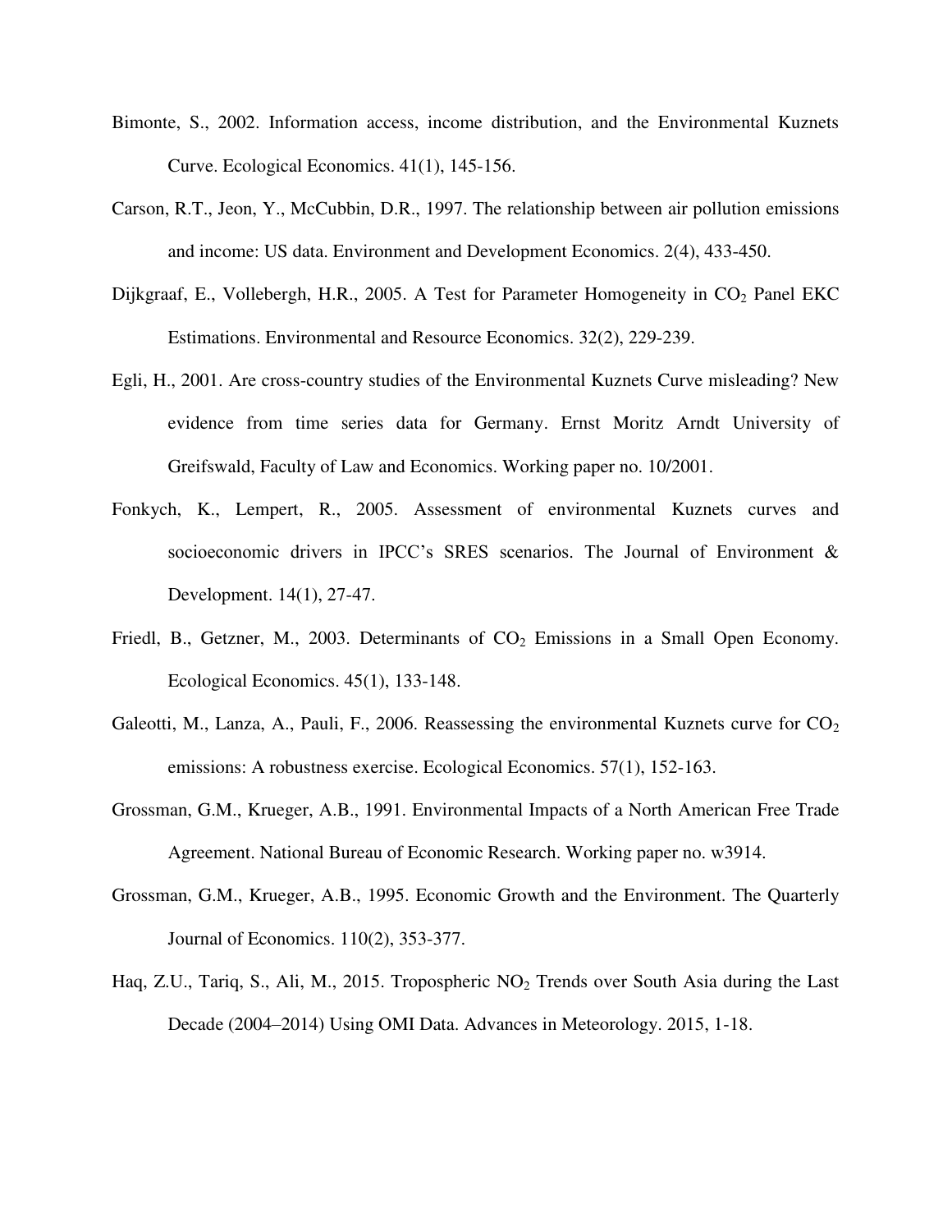Bimonte, S., 2002. Information access, income distribution, and the Environmental Kuznets Curve. Ecological Economics. 41(1), 145-156.

Carson, R.T., Jeon, Y., McCubbin, D.R., 1997. The relationship between air pollution emissions and income: US data. Environment and Development Economics. 2(4), 433-450.

Dijkgraaf, E., Vollebergh, H.R., 2005. A Test for Parameter Homogeneity in $CO_2$ Panel EKC Estimations. Environmental and Resource Economics. 32(2), 229-239.

Egli, H., 2001. Are cross-country studies of the Environmental Kuznets Curve misleading? New evidence from time series data for Germany. Ernst Moritz Arndt University of Greifswald, Faculty of Law and Economics. Working paper no. 10/2001.

Fonkych, K., Lempert, R., 2005. Assessment of environmental Kuznets curves and socioeconomic drivers in IPCC's SRES scenarios. The Journal of Environment & Development. 14(1), 27-47.

Friedl, B., Getzner, M., 2003. Determinants of $CO_2$ Emissions in a Small Open Economy. Ecological Economics. 45(1), 133-148.

Galeotti, M., Lanza, A., Pauli, F., 2006. Reassessing the environmental Kuznets curve for $CO_2$ emissions: A robustness exercise. Ecological Economics. 57(1), 152-163.

Grossman, G.M., Krueger, A.B., 1991. Environmental Impacts of a North American Free Trade Agreement. National Bureau of Economic Research. Working paper no. w3914.

Grossman, G.M., Krueger, A.B., 1995. Economic Growth and the Environment. The Quarterly Journal of Economics. 110(2), 353-377.

Haq, Z.U., Tariq, S., Ali, M., 2015. Tropospheric $NO_2$ Trends over South Asia during the Last Decade (2004–2014) Using OMI Data. Advances in Meteorology. 2015, 1-18.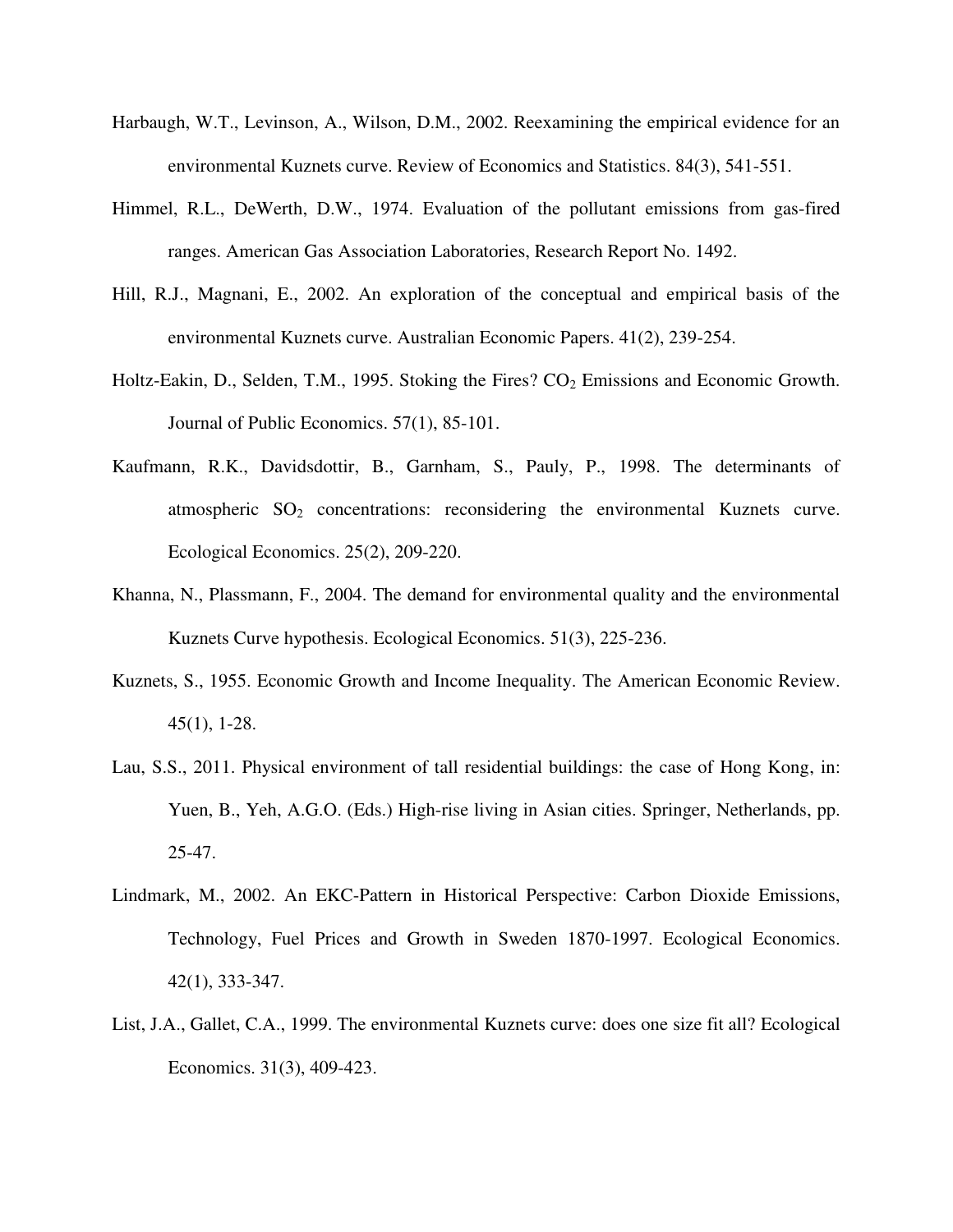Harbaugh, W.T., Levinson, A., Wilson, D.M., 2002. Reexamining the empirical evidence for an environmental Kuznets curve. Review of Economics and Statistics. 84(3), 541-551.

Himmel, R.L., DeWerth, D.W., 1974. Evaluation of the pollutant emissions from gas-fired ranges. American Gas Association Laboratories, Research Report No. 1492.

Hill, R.J., Magnani, E., 2002. An exploration of the conceptual and empirical basis of the environmental Kuznets curve. Australian Economic Papers. 41(2), 239-254.

Holtz-Eakin, D., Selden, T.M., 1995. Stoking the Fires? $CO_2$ Emissions and Economic Growth. Journal of Public Economics. 57(1), 85-101.

Kaufmann, R.K., Davidsdottir, B., Garnham, S., Pauly, P., 1998. The determinants of atmospheric $SO_2$ concentrations: reconsidering the environmental Kuznets curve. Ecological Economics. 25(2), 209-220.

Khanna, N., Plassmann, F., 2004. The demand for environmental quality and the environmental Kuznets Curve hypothesis. Ecological Economics. 51(3), 225-236.

Kuznets, S., 1955. Economic Growth and Income Inequality. The American Economic Review. 45(1), 1-28.

Lau, S.S., 2011. Physical environment of tall residential buildings: the case of Hong Kong, in: Yuen, B., Yeh, A.G.O. (Eds.) High-rise living in Asian cities. Springer, Netherlands, pp. 25-47.

Lindmark, M., 2002. An EKC-Pattern in Historical Perspective: Carbon Dioxide Emissions, Technology, Fuel Prices and Growth in Sweden 1870-1997. Ecological Economics. 42(1), 333-347.

List, J.A., Gallet, C.A., 1999. The environmental Kuznets curve: does one size fit all? Ecological Economics. 31(3), 409-423.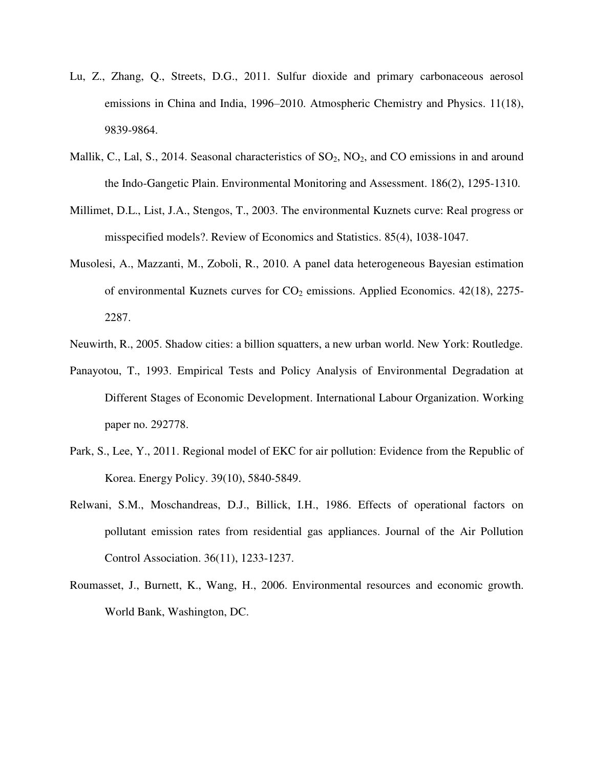Lu, Z., Zhang, Q., Streets, D.G., 2011. Sulfur dioxide and primary carbonaceous aerosol emissions in China and India, 1996–2010. Atmospheric Chemistry and Physics. 11(18), 9839-9864.

Mallik, C., Lal, S., 2014. Seasonal characteristics of $SO_2$, $NO_2$, and CO emissions in and around the Indo-Gangetic Plain. Environmental Monitoring and Assessment. 186(2), 1295-1310.

Millimet, D.L., List, J.A., Stengos, T., 2003. The environmental Kuznets curve: Real progress or misspecified models?. Review of Economics and Statistics. 85(4), 1038-1047.

Musolesi, A., Mazzanti, M., Zoboli, R., 2010. A panel data heterogeneous Bayesian estimation of environmental Kuznets curves for $CO_2$ emissions. Applied Economics. 42(18), 2275-2287.

Neuwirth, R., 2005. Shadow cities: a billion squatters, a new urban world. New York: Routledge.

Panayotou, T., 1993. Empirical Tests and Policy Analysis of Environmental Degradation at Different Stages of Economic Development. International Labour Organization. Working paper no. 292778.

Park, S., Lee, Y., 2011. Regional model of EKC for air pollution: Evidence from the Republic of Korea. Energy Policy. 39(10), 5840-5849.

Relwani, S.M., Moschandreas, D.J., Billick, I.H., 1986. Effects of operational factors on pollutant emission rates from residential gas appliances. Journal of the Air Pollution Control Association. 36(11), 1233-1237.

Roumasset, J., Burnett, K., Wang, H., 2006. Environmental resources and economic growth. World Bank, Washington, DC.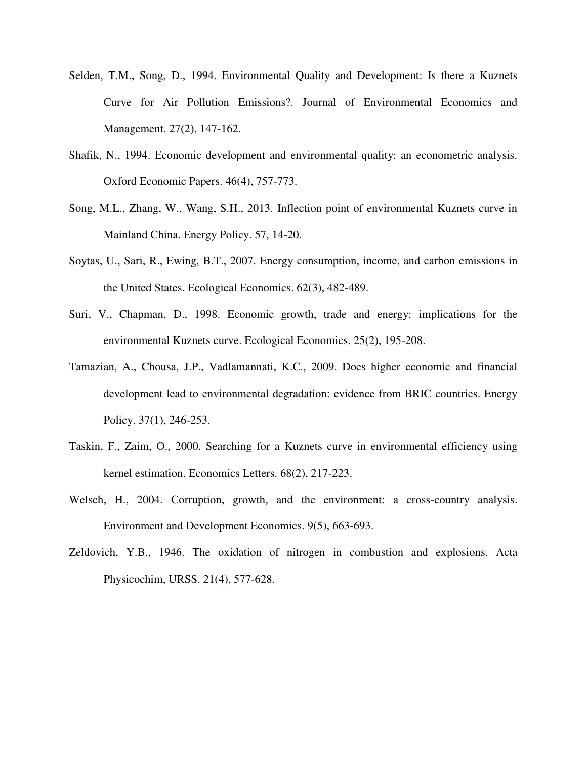Selden, T.M., Song, D., 1994. Environmental Quality and Development: Is there a Kuznets Curve for Air Pollution Emissions?. Journal of Environmental Economics and Management. 27(2), 147-162.

Shafik, N., 1994. Economic development and environmental quality: an econometric analysis. Oxford Economic Papers. 46(4), 757-773.

Song, M.L., Zhang, W., Wang, S.H., 2013. Inflection point of environmental Kuznets curve in Mainland China. Energy Policy. 57, 14-20.

Soytas, U., Sari, R., Ewing, B.T., 2007. Energy consumption, income, and carbon emissions in the United States. Ecological Economics. 62(3), 482-489.

Suri, V., Chapman, D., 1998. Economic growth, trade and energy: implications for the environmental Kuznets curve. Ecological Economics. 25(2), 195-208.

Tamazian, A., Chousa, J.P., Vadlamannati, K.C., 2009. Does higher economic and financial development lead to environmental degradation: evidence from BRIC countries. Energy Policy. 37(1), 246-253.

Taskin, F., Zaim, O., 2000. Searching for a Kuznets curve in environmental efficiency using kernel estimation. Economics Letters. 68(2), 217-223.

Welsch, H., 2004. Corruption, growth, and the environment: a cross-country analysis. Environment and Development Economics. 9(5), 663-693.

Zeldovich, Y.B., 1946. The oxidation of nitrogen in combustion and explosions. Acta Physicochim, URSS. 21(4), 577-628.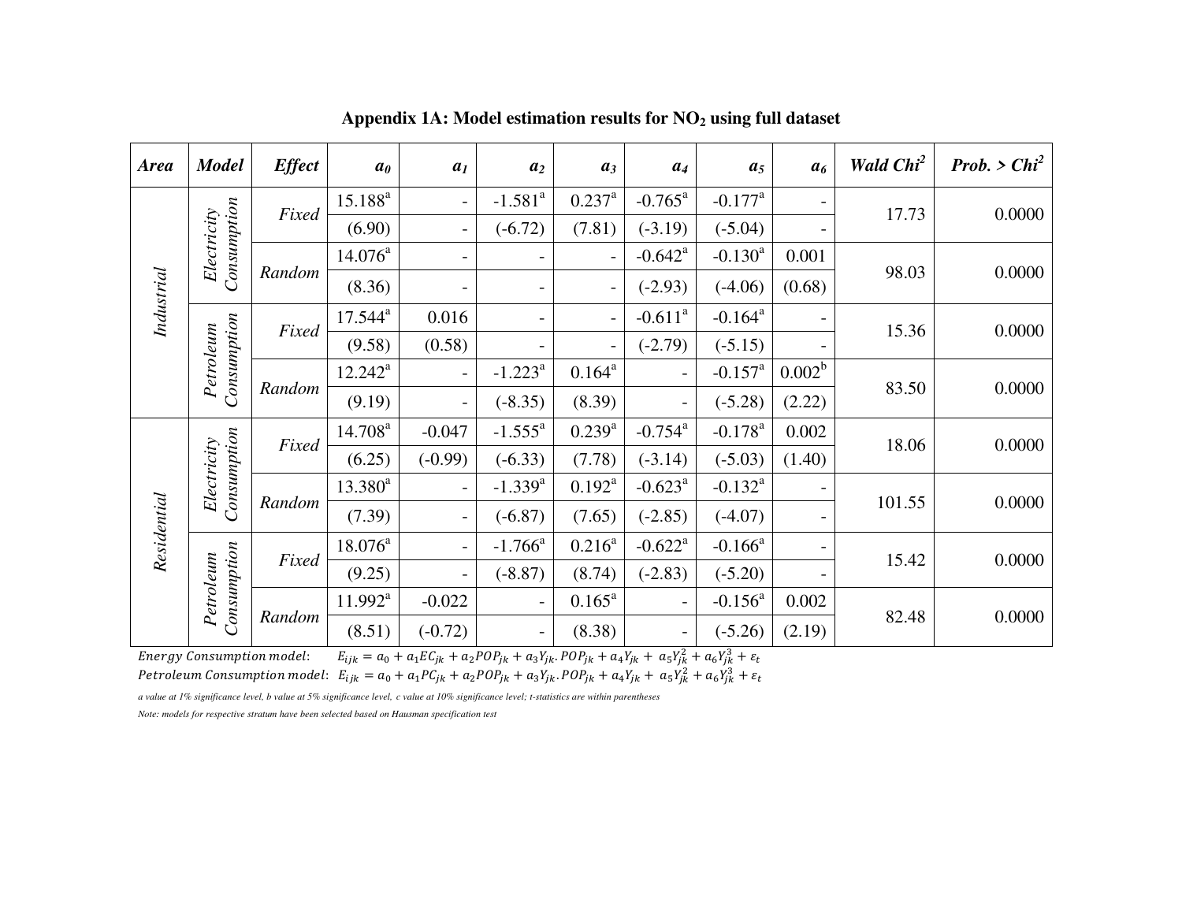## Appendix 1A: Model estimation results for $NO_2$ using full dataset

| *Area* | *Model* | *Effect* | $a_0$ | $a_1$ | $a_2$ | $a_3$ | $a_4$ | $a_5$ | $a_6$ | *Wald Chi²* | *Prob. > Chi²* |
|---|---|---|---|---|---|---|---|---|---|---|---|
| *Industrial* | *Electricity Consumption* | *Fixed* | 15.188[a] | - | -1.581[a] | 0.237[a] | -0.765[a] | -0.177[a] | - | 17.73 | 0.0000 |
| | | | (6.90) | - | (-6.72) | (7.81) | (-3.19) | (-5.04) | - | | |
| | | *Random* | 14.076[a] | - | - | - | -0.642[a] | -0.130[a] | 0.001 | 98.03 | 0.0000 |
| | | | (8.36) | - | - | - | (-2.93) | (-4.06) | (0.68) | | |
| | *Petroleum Consumption* | *Fixed* | 17.544[a] | 0.016 | - | - | -0.611[a] | -0.164[a] | - | 15.36 | 0.0000 |
| | | | (9.58) | (0.58) | - | - | (-2.79) | (-5.15) | - | | |
| | | *Random* | 12.242[a] | - | -1.223[a] | 0.164[a] | - | -0.157[a] | 0.002[b] | 83.50 | 0.0000 |
| | | | (9.19) | - | (-8.35) | (8.39) | - | (-5.28) | (2.22) | | |
| *Residential* | *Electricity Consumption* | *Fixed* | 14.708[a] | -0.047 | -1.555[a] | 0.239[a] | -0.754[a] | -0.178[a] | 0.002 | 18.06 | 0.0000 |
| | | | (6.25) | (-0.99) | (-6.33) | (7.78) | (-3.14) | (-5.03) | (1.40) | | |
| | | *Random* | 13.380[a] | - | -1.339[a] | 0.192[a] | -0.623[a] | -0.132[a] | - | 101.55 | 0.0000 |
| | | | (7.39) | - | (-6.87) | (7.65) | (-2.85) | (-4.07) | - | | |
| | *Petroleum Consumption* | *Fixed* | 18.076[a] | - | -1.766[a] | 0.216[a] | -0.622[a] | -0.166[a] | - | 15.42 | 0.0000 |
| | | | (9.25) | - | (-8.87) | (8.74) | (-2.83) | (-5.20) | - | | |
| | | *Random* | 11.992[a] | -0.022 | - | 0.165[a] | - | -0.156[a] | 0.002 | 82.48 | 0.0000 |
| | | | (8.51) | (-0.72) | - | (8.38) | - | (-5.26) | (2.19) | | |

*Energy Consumption model*: $E_{ijk} = a_0 + a_1 EC_{jk} + a_2 POP_{jk} + a_3 Y_{jk}.POP_{jk} + a_4 Y_{jk} + a_5 Y_{jk}^2 + a_6 Y_{jk}^3 + \varepsilon_t$

*Petroleum Consumption model*: $E_{ijk} = a_0 + a_1 PC_{jk} + a_2 POP_{jk} + a_3 Y_{jk}.POP_{jk} + a_4 Y_{jk} + a_5 Y_{jk}^2 + a_6 Y_{jk}^3 + \varepsilon_t$

*a value at 1% significance level, b value at 5% significance level, c value at 10% significance level; t-statistics are within parentheses*

*Note: models for respective stratum have been selected based on Hausman specification test*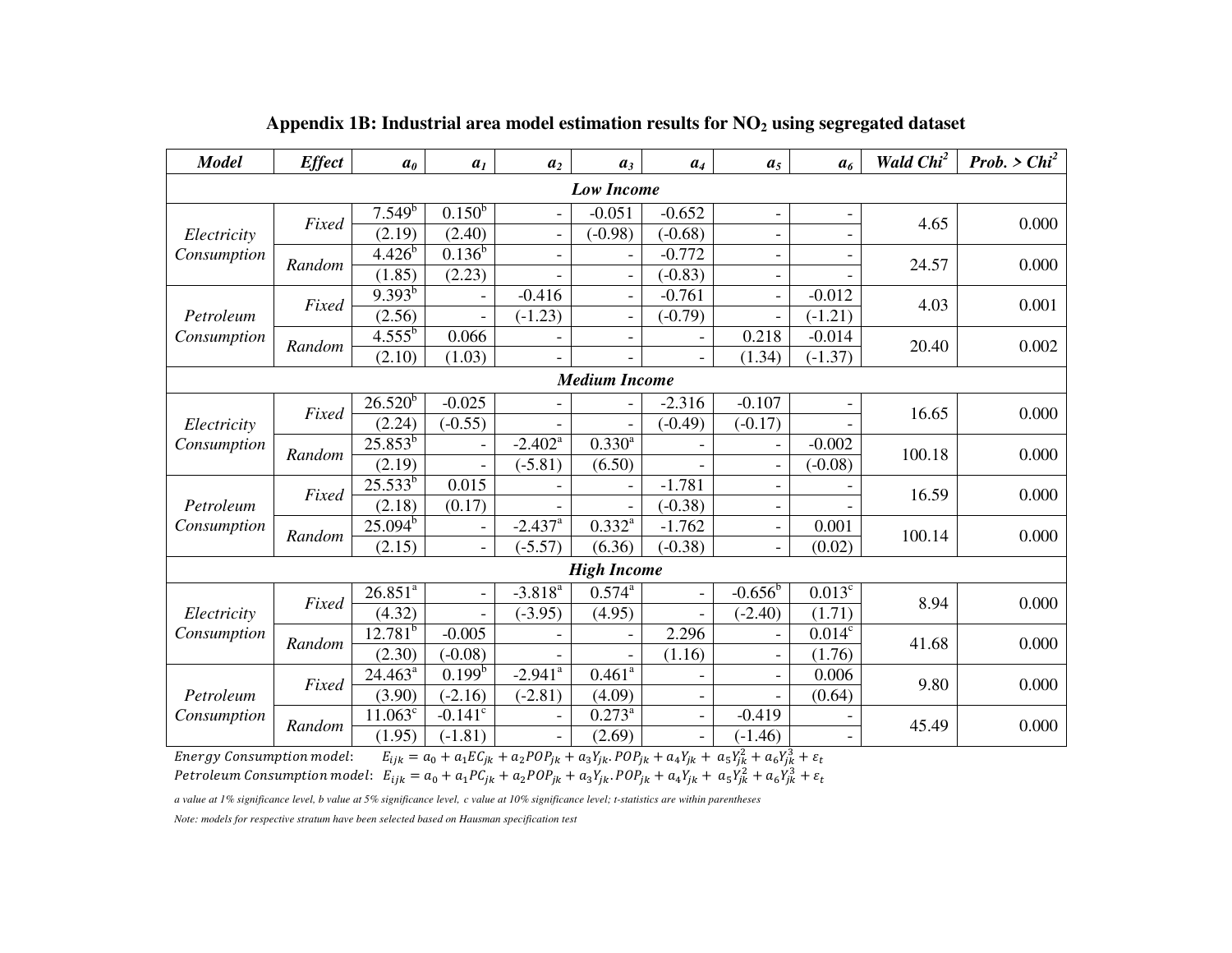## Appendix 1B: Industrial area model estimation results for $NO_2$ using segregated dataset

| *Model* | *Effect* | $a_0$ | $a_1$ | $a_2$ | $a_3$ | $a_4$ | $a_5$ | $a_6$ | *Wald Chi²* | *Prob. > Chi²* |
|---|---|---|---|---|---|---|---|---|---|---|
| ***Low Income*** | | | | | | | | | | |
| *Electricity Consumption* | *Fixed* | 7.549[b] | 0.150[b] | - | -0.051 | -0.652 | - | - | 4.65 | 0.000 |
| | | (2.19) | (2.40) | - | (-0.98) | (-0.68) | - | - | | |
| | *Random* | 4.426[b] | 0.136[b] | - | - | -0.772 | - | - | 24.57 | 0.000 |
| | | (1.85) | (2.23) | - | - | (-0.83) | - | - | | |
| *Petroleum Consumption* | *Fixed* | 9.393[b] | - | -0.416 | - | -0.761 | - | -0.012 | 4.03 | 0.001 |
| | | (2.56) | - | (-1.23) | - | (-0.79) | - | (-1.21) | | |
| | *Random* | 4.555[b] | 0.066 | - | - | - | 0.218 | -0.014 | 20.40 | 0.002 |
| | | (2.10) | (1.03) | - | - | - | (1.34) | (-1.37) | | |
| ***Medium Income*** | | | | | | | | | | |
| *Electricity Consumption* | *Fixed* | 26.520[b] | -0.025 | - | - | -2.316 | -0.107 | - | 16.65 | 0.000 |
| | | (2.24) | (-0.55) | - | - | (-0.49) | (-0.17) | - | | |
| | *Random* | 25.853[b] | - | -2.402[a] | 0.330[a] | - | - | -0.002 | 100.18 | 0.000 |
| | | (2.19) | - | (-5.81) | (6.50) | - | - | (-0.08) | | |
| *Petroleum Consumption* | *Fixed* | 25.533[b] | 0.015 | - | - | -1.781 | - | - | 16.59 | 0.000 |
| | | (2.18) | (0.17) | - | - | (-0.38) | - | - | | |
| | *Random* | 25.094[b] | - | -2.437[a] | 0.332[a] | -1.762 | - | 0.001 | 100.14 | 0.000 |
| | | (2.15) | - | (-5.57) | (6.36) | (-0.38) | - | (0.02) | | |
| ***High Income*** | | | | | | | | | | |
| *Electricity Consumption* | *Fixed* | 26.851[a] | - | -3.818[a] | 0.574[a] | - | -0.656[b] | 0.013[c] | 8.94 | 0.000 |
| | | (4.32) | - | (-3.95) | (4.95) | - | (-2.40) | (1.71) | | |
| | *Random* | 12.781[b] | -0.005 | - | - | 2.296 | - | 0.014[c] | 41.68 | 0.000 |
| | | (2.30) | (-0.08) | - | - | (1.16) | - | (1.76) | | |
| *Petroleum Consumption* | *Fixed* | 24.463[a] | 0.199[b] | -2.941[a] | 0.461[a] | - | - | 0.006 | 9.80 | 0.000 |
| | | (3.90) | (-2.16) | (-2.81) | (4.09) | - | - | (0.64) | | |
| | *Random* | 11.063[c] | -0.141[c] | - | 0.273[a] | - | -0.419 | - | 45.49 | 0.000 |
| | | (1.95) | (-1.81) | - | (2.69) | - | (-1.46) | - | | |

*Energy Consumption model*: $E_{ijk} = a_0 + a_1 EC_{jk} + a_2 POP_{jk} + a_3 Y_{jk}.POP_{jk} + a_4 Y_{jk} + a_5 Y_{jk}^2 + a_6 Y_{jk}^3 + \varepsilon_t$

*Petroleum Consumption model*: $E_{ijk} = a_0 + a_1 PC_{jk} + a_2 POP_{jk} + a_3 Y_{jk}.POP_{jk} + a_4 Y_{jk} + a_5 Y_{jk}^2 + a_6 Y_{jk}^3 + \varepsilon_t$

*a value at 1% significance level, b value at 5% significance level, c value at 10% significance level; t-statistics are within parentheses*

*Note: models for respective stratum have been selected based on Hausman specification test*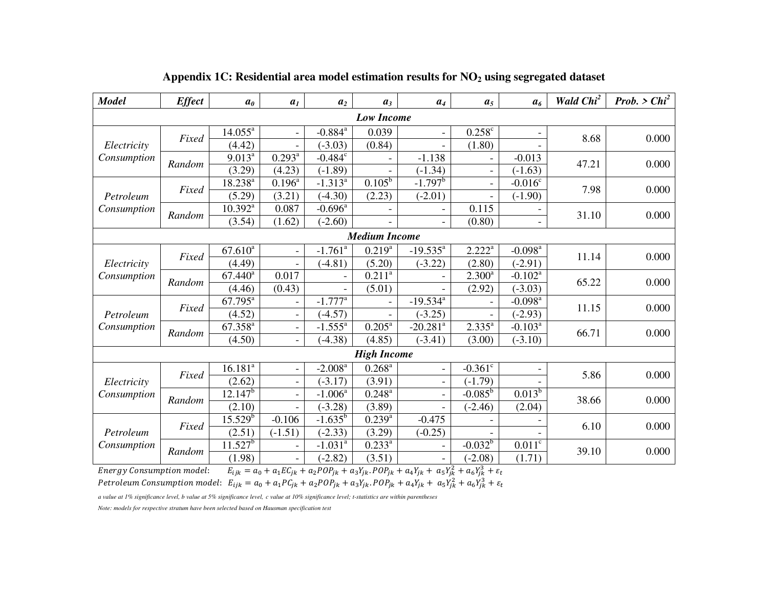**Appendix 1C: Residential area model estimation results for $NO_2$ using segregated dataset**

| *Model* | *Effect* | $a_0$ | $a_1$ | $a_2$ | $a_3$ | $a_4$ | $a_5$ | $a_6$ | *Wald Chi²* | *Prob. > Chi²* |
|---|---|---|---|---|---|---|---|---|---|---|
| ***Low Income*** | | | | | | | | | | |
| *Electricity Consumption* | *Fixed* | 14.055[a] | - | -0.884[a] | 0.039 | - | 0.258[c] | - | 8.68 | 0.000 |
| | | (4.42) | - | (-3.03) | (0.84) | - | (1.80) | - | | |
| | *Random* | 9.013[a] | 0.293[a] | -0.484[c] | - | -1.138 | - | -0.013 | 47.21 | 0.000 |
| | | (3.29) | (4.23) | (-1.89) | - | (-1.34) | - | (-1.63) | | |
| *Petroleum Consumption* | *Fixed* | 18.238[a] | 0.196[a] | -1.313[a] | 0.105[b] | -1.797[b] | - | -0.016[c] | 7.98 | 0.000 |
| | | (5.29) | (3.21) | (-4.30) | (2.23) | (-2.01) | - | (-1.90) | | |
| | *Random* | 10.392[a] | 0.087 | -0.696[a] | - | - | 0.115 | - | 31.10 | 0.000 |
| | | (3.54) | (1.62) | (-2.60) | - | - | (0.80) | - | | |
| ***Medium Income*** | | | | | | | | | | |
| *Electricity Consumption* | *Fixed* | 67.610[a] | - | -1.761[a] | 0.219[a] | -19.535[a] | 2.222[a] | -0.098[a] | 11.14 | 0.000 |
| | | (4.49) | - | (-4.81) | (5.20) | (-3.22) | (2.80) | (-2.91) | | |
| | *Random* | 67.440[a] | 0.017 | - | 0.211[a] | - | 2.300[a] | -0.102[a] | 65.22 | 0.000 |
| | | (4.46) | (0.43) | - | (5.01) | - | (2.92) | (-3.03) | | |
| *Petroleum Consumption* | *Fixed* | 67.795[a] | - | -1.777[a] | - | -19.534[a] | - | -0.098[a] | 11.15 | 0.000 |
| | | (4.52) | - | (-4.57) | - | (-3.25) | - | (-2.93) | | |
| | *Random* | 67.358[a] | - | -1.555[a] | 0.205[a] | -20.281[a] | 2.335[a] | -0.103[a] | 66.71 | 0.000 |
| | | (4.50) | - | (-4.38) | (4.85) | (-3.41) | (3.00) | (-3.10) | | |
| ***High Income*** | | | | | | | | | | |
| *Electricity Consumption* | *Fixed* | 16.181[a] | - | -2.008[a] | 0.268[a] | - | -0.361[c] | - | 5.86 | 0.000 |
| | | (2.62) | - | (-3.17) | (3.91) | - | (-1.79) | - | | |
| | *Random* | 12.147[b] | - | -1.006[a] | 0.248[a] | - | -0.085[b] | 0.013[b] | 38.66 | 0.000 |
| | | (2.10) | - | (-3.28) | (3.89) | - | (-2.46) | (2.04) | | |
| *Petroleum Consumption* | *Fixed* | 15.529[b] | -0.106 | -1.635[b] | 0.239[a] | -0.475 | - | - | 6.10 | 0.000 |
| | | (2.51) | (-1.51) | (-2.33) | (3.29) | (-0.25) | - | - | | |
| | *Random* | 11.527[b] | - | -1.031[a] | 0.233[a] | - | -0.032[b] | 0.011[c] | 39.10 | 0.000 |
| | | (1.98) | - | (-2.82) | (3.51) | - | (-2.08) | (1.71) | | |

*Energy Consumption model*: $E_{ijk} = a_0 + a_1 EC_{jk} + a_2 POP_{jk} + a_3 Y_{jk}.POP_{jk} + a_4 Y_{jk} + a_5 Y_{jk}^2 + a_6 Y_{jk}^3 + \varepsilon_t$

*Petroleum Consumption model*: $E_{ijk} = a_0 + a_1 PC_{jk} + a_2 POP_{jk} + a_3 Y_{jk}.POP_{jk} + a_4 Y_{jk} + a_5 Y_{jk}^2 + a_6 Y_{jk}^3 + \varepsilon_t$

*a value at 1% significance level, b value at 5% significance level, c value at 10% significance level; t-statistics are within parentheses*

*Note: models for respective stratum have been selected based on Hausman specification test*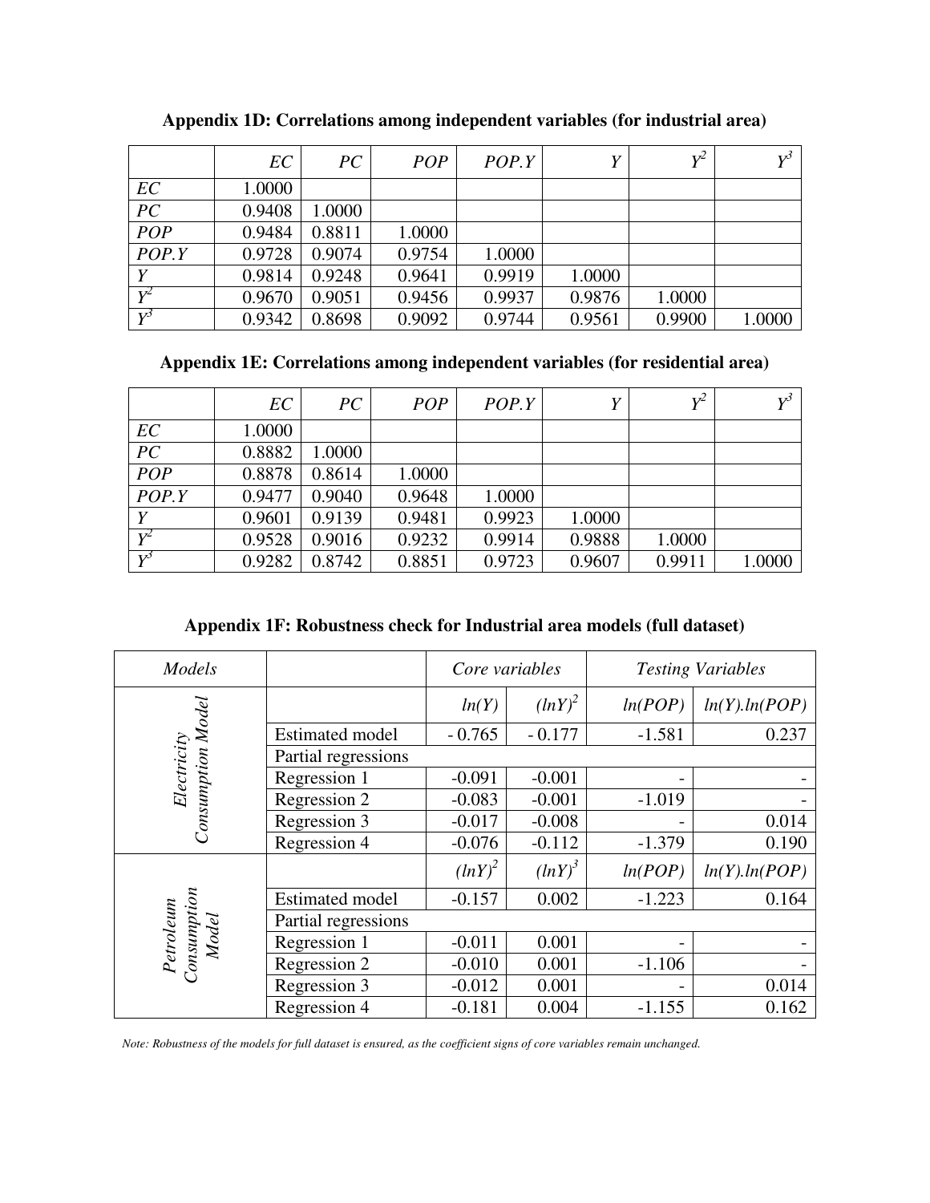**Appendix 1D: Correlations among independent variables (for industrial area)**

| | *EC* | *PC* | *POP* | *POP.Y* | *Y* | $Y^2$ | $Y^3$ |
|---|---|---|---|---|---|---|---|
| *EC* | 1.0000 | | | | | | |
| *PC* | 0.9408 | 1.0000 | | | | | |
| *POP* | 0.9484 | 0.8811 | 1.0000 | | | | |
| *POP.Y* | 0.9728 | 0.9074 | 0.9754 | 1.0000 | | | |
| *Y* | 0.9814 | 0.9248 | 0.9641 | 0.9919 | 1.0000 | | |
| $Y^2$ | 0.9670 | 0.9051 | 0.9456 | 0.9937 | 0.9876 | 1.0000 | |
| $Y^3$ | 0.9342 | 0.8698 | 0.9092 | 0.9744 | 0.9561 | 0.9900 | 1.0000 |

**Appendix 1E: Correlations among independent variables (for residential area)**

| | *EC* | *PC* | *POP* | *POP.Y* | *Y* | $Y^2$ | $Y^3$ |
|---|---|---|---|---|---|---|---|
| *EC* | 1.0000 | | | | | | |
| *PC* | 0.8882 | 1.0000 | | | | | |
| *POP* | 0.8878 | 0.8614 | 1.0000 | | | | |
| *POP.Y* | 0.9477 | 0.9040 | 0.9648 | 1.0000 | | | |
| *Y* | 0.9601 | 0.9139 | 0.9481 | 0.9923 | 1.0000 | | |
| $Y^2$ | 0.9528 | 0.9016 | 0.9232 | 0.9914 | 0.9888 | 1.0000 | |
| $Y^3$ | 0.9282 | 0.8742 | 0.8851 | 0.9723 | 0.9607 | 0.9911 | 1.0000 |

**Appendix 1F: Robustness check for Industrial area models (full dataset)**

| *Models* | | *Core variables* | | *Testing Variables* | |
|---|---|---|---|---|---|
| | | *ln(Y)* | $(lnY)^2$ | *ln(POP)* | *ln(Y).ln(POP)* |
| *Electricity Consumption Model* | Estimated model | - 0.765 | - 0.177 | -1.581 | 0.237 |
| | Partial regressions | | | | |
| | Regression 1 | -0.091 | -0.001 | - | - |
| | Regression 2 | -0.083 | -0.001 | -1.019 | - |
| | Regression 3 | -0.017 | -0.008 | - | 0.014 |
| | Regression 4 | -0.076 | -0.112 | -1.379 | 0.190 |
| | | $(lnY)^2$ | $(lnY)^3$ | *ln(POP)* | *ln(Y).ln(POP)* |
| *Petroleum Consumption Model* | Estimated model | -0.157 | 0.002 | -1.223 | 0.164 |
| | Partial regressions | | | | |
| | Regression 1 | -0.011 | 0.001 | - | - |
| | Regression 2 | -0.010 | 0.001 | -1.106 | - |
| | Regression 3 | -0.012 | 0.001 | - | 0.014 |
| | Regression 4 | -0.181 | 0.004 | -1.155 | 0.162 |

*Note: Robustness of the models for full dataset is ensured, as the coefficient signs of core variables remain unchanged.*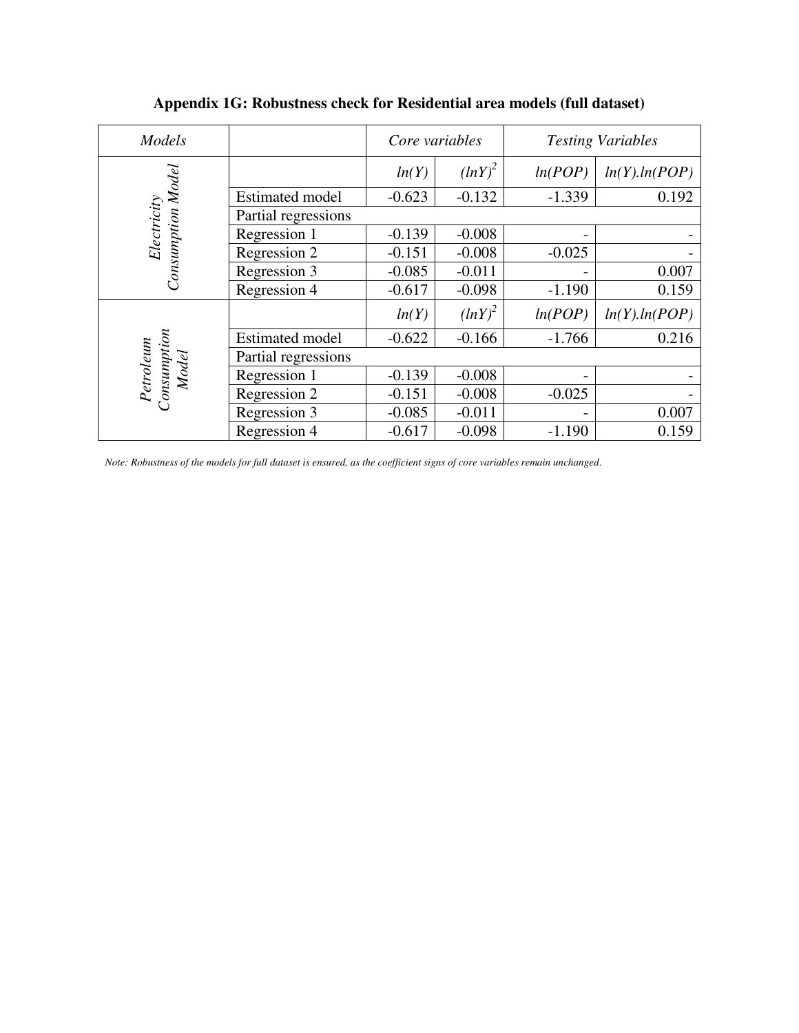## Appendix 1G: Robustness check for Residential area models (full dataset)

| *Models* | | *Core variables* | | *Testing Variables* | |
|---|---|---|---|---|---|
| *Electricity Consumption Model* | | *ln(Y)* | *$(lnY)^2$* | *ln(POP)* | *ln(Y).ln(POP)* |
| | Estimated model | -0.623 | -0.132 | -1.339 | 0.192 |
| | Partial regressions | | | | |
| | Regression 1 | -0.139 | -0.008 | - | - |
| | Regression 2 | -0.151 | -0.008 | -0.025 | - |
| | Regression 3 | -0.085 | -0.011 | - | 0.007 |
| | Regression 4 | -0.617 | -0.098 | -1.190 | 0.159 |
| *Petroleum Consumption Model* | | *ln(Y)* | *$(lnY)^2$* | *ln(POP)* | *ln(Y).ln(POP)* |
| | Estimated model | -0.622 | -0.166 | -1.766 | 0.216 |
| | Partial regressions | | | | |
| | Regression 1 | -0.139 | -0.008 | - | - |
| | Regression 2 | -0.151 | -0.008 | -0.025 | - |
| | Regression 3 | -0.085 | -0.011 | - | 0.007 |
| | Regression 4 | -0.617 | -0.098 | -1.190 | 0.159 |

*Note: Robustness of the models for full dataset is ensured, as the coefficient signs of core variables remain unchanged.*